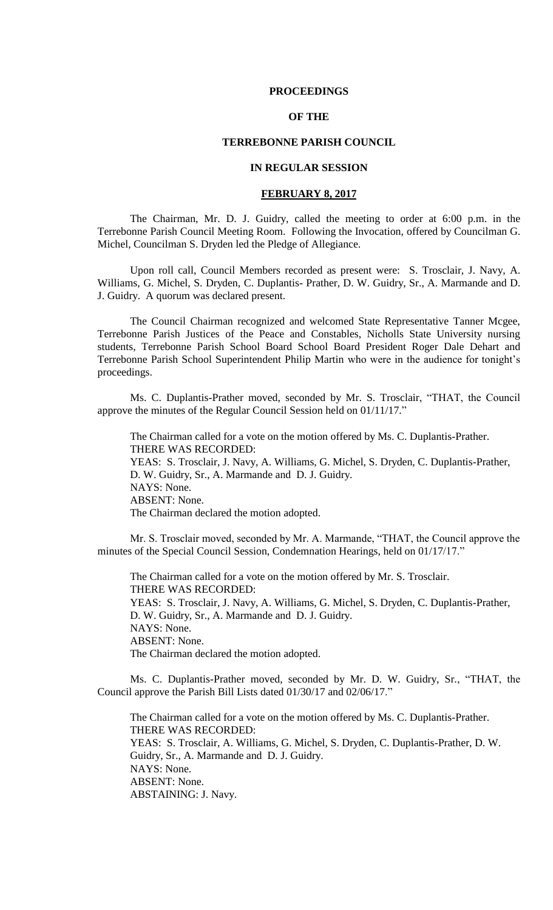# PROCEEDINGS

# OF THE

# TERREBONNE PARISH COUNCIL

# IN REGULAR SESSION

## FEBRUARY 8, 2017

The Chairman, Mr. D. J. Guidry, called the meeting to order at 6:00 p.m. in the Terrebonne Parish Council Meeting Room. Following the Invocation, offered by Councilman G. Michel, Councilman S. Dryden led the Pledge of Allegiance.

Upon roll call, Council Members recorded as present were: S. Trosclair, J. Navy, A. Williams, G. Michel, S. Dryden, C. Duplantis- Prather, D. W. Guidry, Sr., A. Marmande and D. J. Guidry. A quorum was declared present.

The Council Chairman recognized and welcomed State Representative Tanner Mcgee, Terrebonne Parish Justices of the Peace and Constables, Nicholls State University nursing students, Terrebonne Parish School Board School Board President Roger Dale Dehart and Terrebonne Parish School Superintendent Philip Martin who were in the audience for tonight's proceedings.

Ms. C. Duplantis-Prather moved, seconded by Mr. S. Trosclair, "THAT, the Council approve the minutes of the Regular Council Session held on 01/11/17."

The Chairman called for a vote on the motion offered by Ms. C. Duplantis-Prather.
THERE WAS RECORDED:
YEAS: S. Trosclair, J. Navy, A. Williams, G. Michel, S. Dryden, C. Duplantis-Prather, D. W. Guidry, Sr., A. Marmande and D. J. Guidry.
NAYS: None.
ABSENT: None.
The Chairman declared the motion adopted.

Mr. S. Trosclair moved, seconded by Mr. A. Marmande, "THAT, the Council approve the minutes of the Special Council Session, Condemnation Hearings, held on 01/17/17."

The Chairman called for a vote on the motion offered by Mr. S. Trosclair.
THERE WAS RECORDED:
YEAS: S. Trosclair, J. Navy, A. Williams, G. Michel, S. Dryden, C. Duplantis-Prather, D. W. Guidry, Sr., A. Marmande and D. J. Guidry.
NAYS: None.
ABSENT: None.
The Chairman declared the motion adopted.

Ms. C. Duplantis-Prather moved, seconded by Mr. D. W. Guidry, Sr., "THAT, the Council approve the Parish Bill Lists dated 01/30/17 and 02/06/17."

The Chairman called for a vote on the motion offered by Ms. C. Duplantis-Prather.
THERE WAS RECORDED:
YEAS: S. Trosclair, A. Williams, G. Michel, S. Dryden, C. Duplantis-Prather, D. W. Guidry, Sr., A. Marmande and D. J. Guidry.
NAYS: None.
ABSENT: None.
ABSTAINING: J. Navy.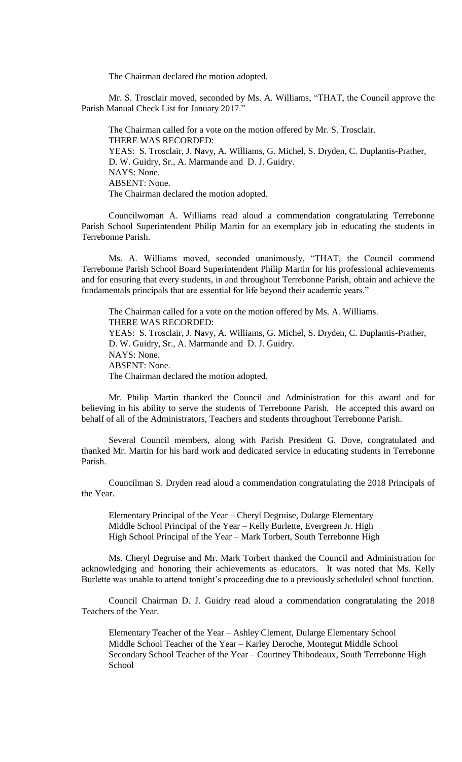The Chairman declared the motion adopted.

Mr. S. Trosclair moved, seconded by Ms. A. Williams, "THAT, the Council approve the Parish Manual Check List for January 2017."

The Chairman called for a vote on the motion offered by Mr. S. Trosclair.
THERE WAS RECORDED:
YEAS: S. Trosclair, J. Navy, A. Williams, G. Michel, S. Dryden, C. Duplantis-Prather, D. W. Guidry, Sr., A. Marmande and D. J. Guidry.
NAYS: None.
ABSENT: None.
The Chairman declared the motion adopted.

Councilwoman A. Williams read aloud a commendation congratulating Terrebonne Parish School Superintendent Philip Martin for an exemplary job in educating the students in Terrebonne Parish.

Ms. A. Williams moved, seconded unanimously, "THAT, the Council commend Terrebonne Parish School Board Superintendent Philip Martin for his professional achievements and for ensuring that every students, in and throughout Terrebonne Parish, obtain and achieve the fundamentals principals that are essential for life beyond their academic years."

The Chairman called for a vote on the motion offered by Ms. A. Williams.
THERE WAS RECORDED:
YEAS: S. Trosclair, J. Navy, A. Williams, G. Michel, S. Dryden, C. Duplantis-Prather, D. W. Guidry, Sr., A. Marmande and D. J. Guidry.
NAYS: None.
ABSENT: None.
The Chairman declared the motion adopted.

Mr. Philip Martin thanked the Council and Administration for this award and for believing in his ability to serve the students of Terrebonne Parish. He accepted this award on behalf of all of the Administrators, Teachers and students throughout Terrebonne Parish.

Several Council members, along with Parish President G. Dove, congratulated and thanked Mr. Martin for his hard work and dedicated service in educating students in Terrebonne Parish.

Councilman S. Dryden read aloud a commendation congratulating the 2018 Principals of the Year.

Elementary Principal of the Year – Cheryl Degruise, Dularge Elementary
Middle School Principal of the Year – Kelly Burlette, Evergreen Jr. High
High School Principal of the Year – Mark Torbert, South Terrebonne High

Ms. Cheryl Degruise and Mr. Mark Torbert thanked the Council and Administration for acknowledging and honoring their achievements as educators. It was noted that Ms. Kelly Burlette was unable to attend tonight's proceeding due to a previously scheduled school function.

Council Chairman D. J. Guidry read aloud a commendation congratulating the 2018 Teachers of the Year.

Elementary Teacher of the Year – Ashley Clement, Dularge Elementary School
Middle School Teacher of the Year – Karley Deroche, Montegut Middle School
Secondary School Teacher of the Year – Courtney Thibodeaux, South Terrebonne High School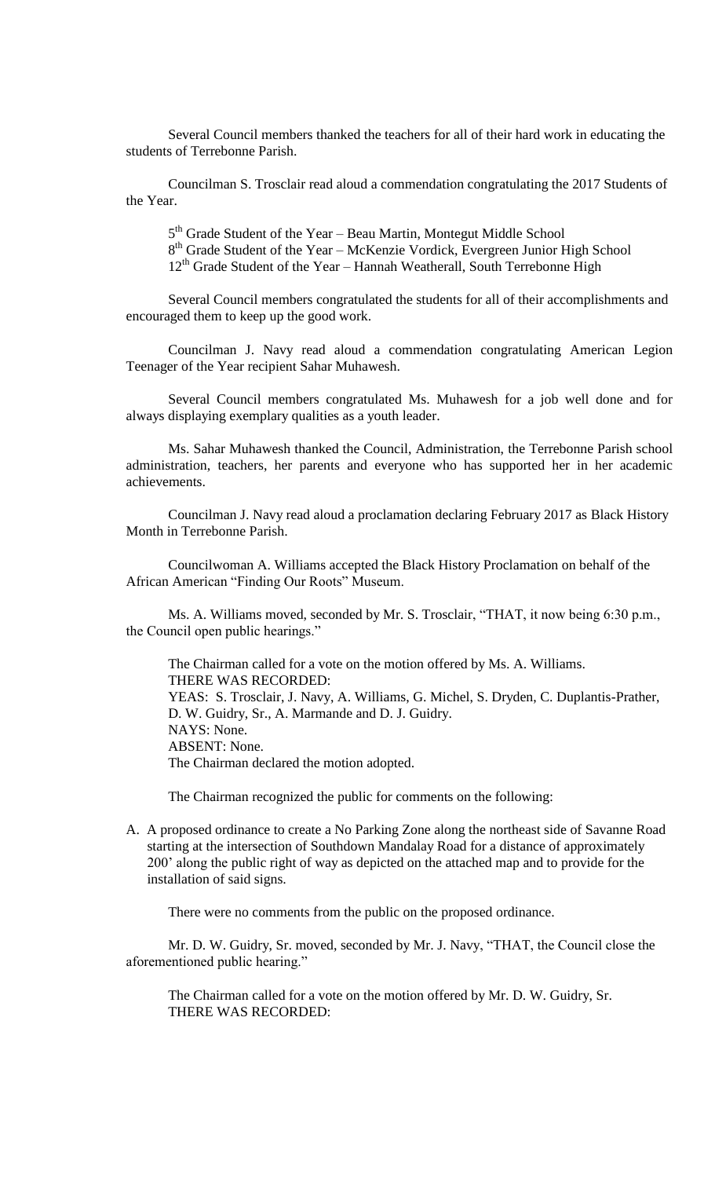Several Council members thanked the teachers for all of their hard work in educating the students of Terrebonne Parish.

Councilman S. Trosclair read aloud a commendation congratulating the 2017 Students of the Year.

5th Grade Student of the Year – Beau Martin, Montegut Middle School
8th Grade Student of the Year – McKenzie Vordick, Evergreen Junior High School
12th Grade Student of the Year – Hannah Weatherall, South Terrebonne High

Several Council members congratulated the students for all of their accomplishments and encouraged them to keep up the good work.

Councilman J. Navy read aloud a commendation congratulating American Legion Teenager of the Year recipient Sahar Muhawesh.

Several Council members congratulated Ms. Muhawesh for a job well done and for always displaying exemplary qualities as a youth leader.

Ms. Sahar Muhawesh thanked the Council, Administration, the Terrebonne Parish school administration, teachers, her parents and everyone who has supported her in her academic achievements.

Councilman J. Navy read aloud a proclamation declaring February 2017 as Black History Month in Terrebonne Parish.

Councilwoman A. Williams accepted the Black History Proclamation on behalf of the African American "Finding Our Roots" Museum.

Ms. A. Williams moved, seconded by Mr. S. Trosclair, "THAT, it now being 6:30 p.m., the Council open public hearings."

The Chairman called for a vote on the motion offered by Ms. A. Williams.
THERE WAS RECORDED:
YEAS: S. Trosclair, J. Navy, A. Williams, G. Michel, S. Dryden, C. Duplantis-Prather, D. W. Guidry, Sr., A. Marmande and D. J. Guidry.
NAYS: None.
ABSENT: None.
The Chairman declared the motion adopted.

The Chairman recognized the public for comments on the following:

A. A proposed ordinance to create a No Parking Zone along the northeast side of Savanne Road starting at the intersection of Southdown Mandalay Road for a distance of approximately 200' along the public right of way as depicted on the attached map and to provide for the installation of said signs.

There were no comments from the public on the proposed ordinance.

Mr. D. W. Guidry, Sr. moved, seconded by Mr. J. Navy, "THAT, the Council close the aforementioned public hearing."

The Chairman called for a vote on the motion offered by Mr. D. W. Guidry, Sr.
THERE WAS RECORDED: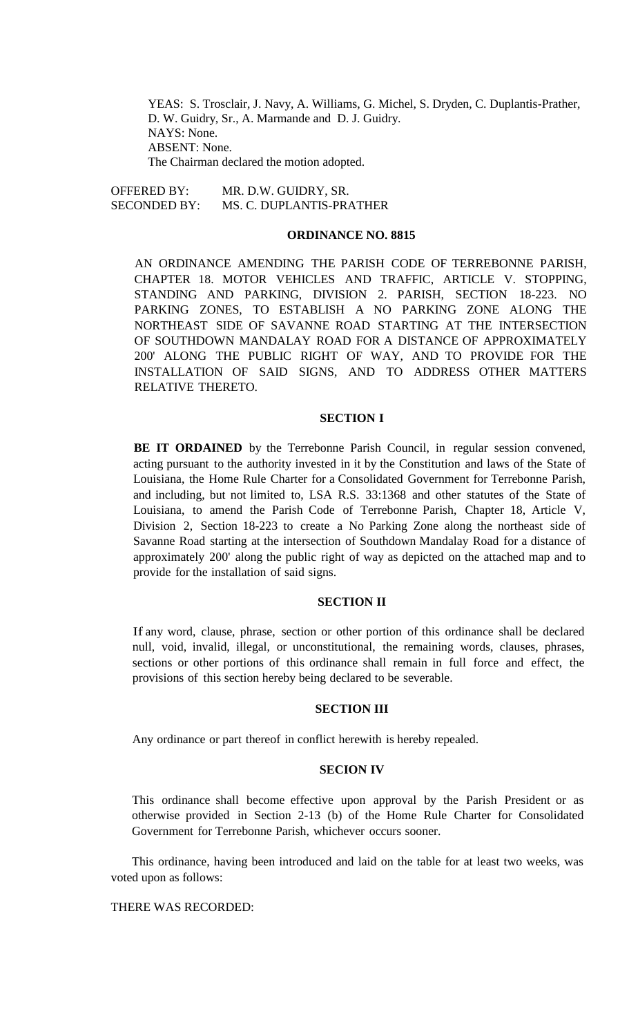YEAS: S. Trosclair, J. Navy, A. Williams, G. Michel, S. Dryden, C. Duplantis-Prather, D. W. Guidry, Sr., A. Marmande and D. J. Guidry.
NAYS: None.
ABSENT: None.
The Chairman declared the motion adopted.

OFFERED BY: MR. D.W. GUIDRY, SR.
SECONDED BY: MS. C. DUPLANTIS-PRATHER

**ORDINANCE NO. 8815**

AN ORDINANCE AMENDING THE PARISH CODE OF TERREBONNE PARISH, CHAPTER 18. MOTOR VEHICLES AND TRAFFIC, ARTICLE V. STOPPING, STANDING AND PARKING, DIVISION 2. PARISH, SECTION 18-223. NO PARKING ZONES, TO ESTABLISH A NO PARKING ZONE ALONG THE NORTHEAST SIDE OF SAVANNE ROAD STARTING AT THE INTERSECTION OF SOUTHDOWN MANDALAY ROAD FOR A DISTANCE OF APPROXIMATELY 200' ALONG THE PUBLIC RIGHT OF WAY, AND TO PROVIDE FOR THE INSTALLATION OF SAID SIGNS, AND TO ADDRESS OTHER MATTERS RELATIVE THERETO.

**SECTION I**

**BE IT ORDAINED** by the Terrebonne Parish Council, in regular session convened, acting pursuant to the authority invested in it by the Constitution and laws of the State of Louisiana, the Home Rule Charter for a Consolidated Government for Terrebonne Parish, and including, but not limited to, LSA R.S. 33:1368 and other statutes of the State of Louisiana, to amend the Parish Code of Terrebonne Parish, Chapter 18, Article V, Division 2, Section 18-223 to create a No Parking Zone along the northeast side of Savanne Road starting at the intersection of Southdown Mandalay Road for a distance of approximately 200' along the public right of way as depicted on the attached map and to provide for the installation of said signs.

**SECTION II**

If any word, clause, phrase, section or other portion of this ordinance shall be declared null, void, invalid, illegal, or unconstitutional, the remaining words, clauses, phrases, sections or other portions of this ordinance shall remain in full force and effect, the provisions of this section hereby being declared to be severable.

**SECTION III**

Any ordinance or part thereof in conflict herewith is hereby repealed.

**SECION IV**

This ordinance shall become effective upon approval by the Parish President or as otherwise provided in Section 2-13 (b) of the Home Rule Charter for Consolidated Government for Terrebonne Parish, whichever occurs sooner.

This ordinance, having been introduced and laid on the table for at least two weeks, was voted upon as follows:

THERE WAS RECORDED: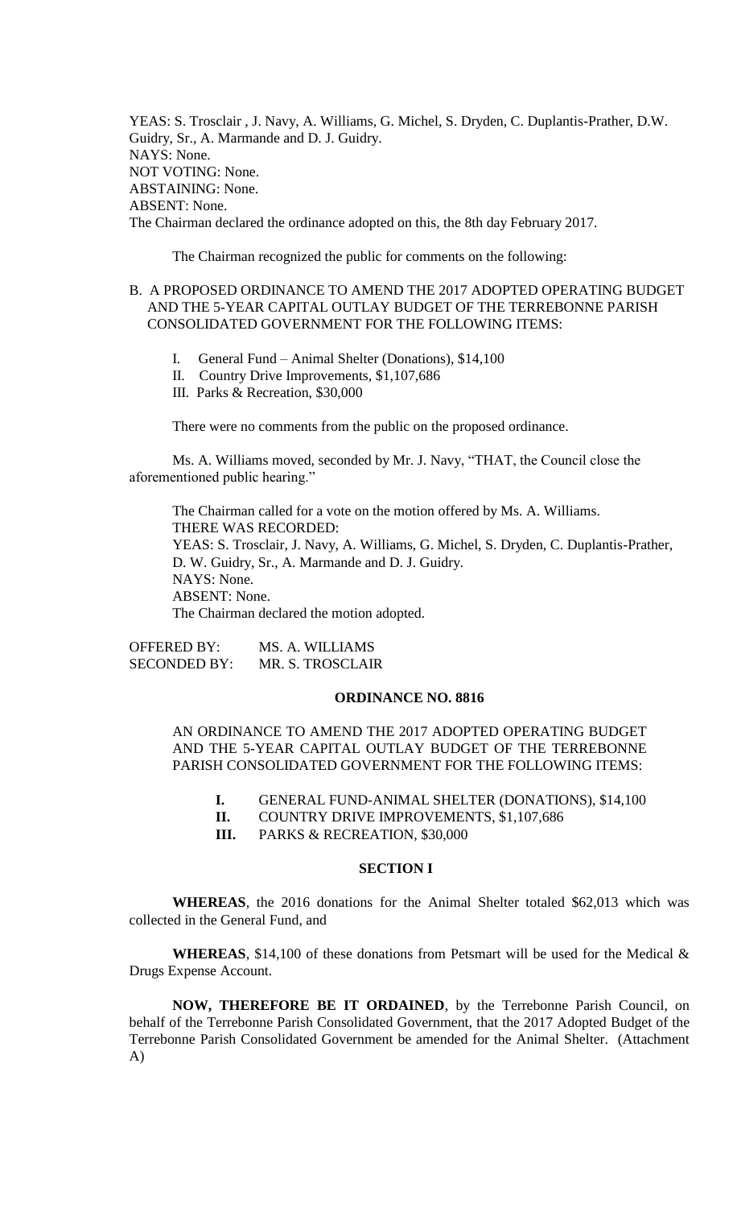YEAS: S. Trosclair , J. Navy, A. Williams, G. Michel, S. Dryden, C. Duplantis-Prather, D.W. Guidry, Sr., A. Marmande and D. J. Guidry.
NAYS: None.
NOT VOTING: None.
ABSTAINING: None.
ABSENT: None.
The Chairman declared the ordinance adopted on this, the 8th day February 2017.

The Chairman recognized the public for comments on the following:

B. A PROPOSED ORDINANCE TO AMEND THE 2017 ADOPTED OPERATING BUDGET AND THE 5-YEAR CAPITAL OUTLAY BUDGET OF THE TERREBONNE PARISH CONSOLIDATED GOVERNMENT FOR THE FOLLOWING ITEMS:

I. General Fund – Animal Shelter (Donations), $14,100
II. Country Drive Improvements, $1,107,686
III. Parks & Recreation, $30,000

There were no comments from the public on the proposed ordinance.

Ms. A. Williams moved, seconded by Mr. J. Navy, "THAT, the Council close the aforementioned public hearing."

The Chairman called for a vote on the motion offered by Ms. A. Williams.
THERE WAS RECORDED:
YEAS: S. Trosclair, J. Navy, A. Williams, G. Michel, S. Dryden, C. Duplantis-Prather, D. W. Guidry, Sr., A. Marmande and D. J. Guidry.
NAYS: None.
ABSENT: None.
The Chairman declared the motion adopted.

OFFERED BY: MS. A. WILLIAMS
SECONDED BY: MR. S. TROSCLAIR

**ORDINANCE NO. 8816**

AN ORDINANCE TO AMEND THE 2017 ADOPTED OPERATING BUDGET AND THE 5-YEAR CAPITAL OUTLAY BUDGET OF THE TERREBONNE PARISH CONSOLIDATED GOVERNMENT FOR THE FOLLOWING ITEMS:

**I.** GENERAL FUND-ANIMAL SHELTER (DONATIONS), $14,100
**II.** COUNTRY DRIVE IMPROVEMENTS, $1,107,686
**III.** PARKS & RECREATION, $30,000

**SECTION I**

**WHEREAS**, the 2016 donations for the Animal Shelter totaled $62,013 which was collected in the General Fund, and

**WHEREAS**, $14,100 of these donations from Petsmart will be used for the Medical & Drugs Expense Account.

**NOW, THEREFORE BE IT ORDAINED**, by the Terrebonne Parish Council, on behalf of the Terrebonne Parish Consolidated Government, that the 2017 Adopted Budget of the Terrebonne Parish Consolidated Government be amended for the Animal Shelter. (Attachment A)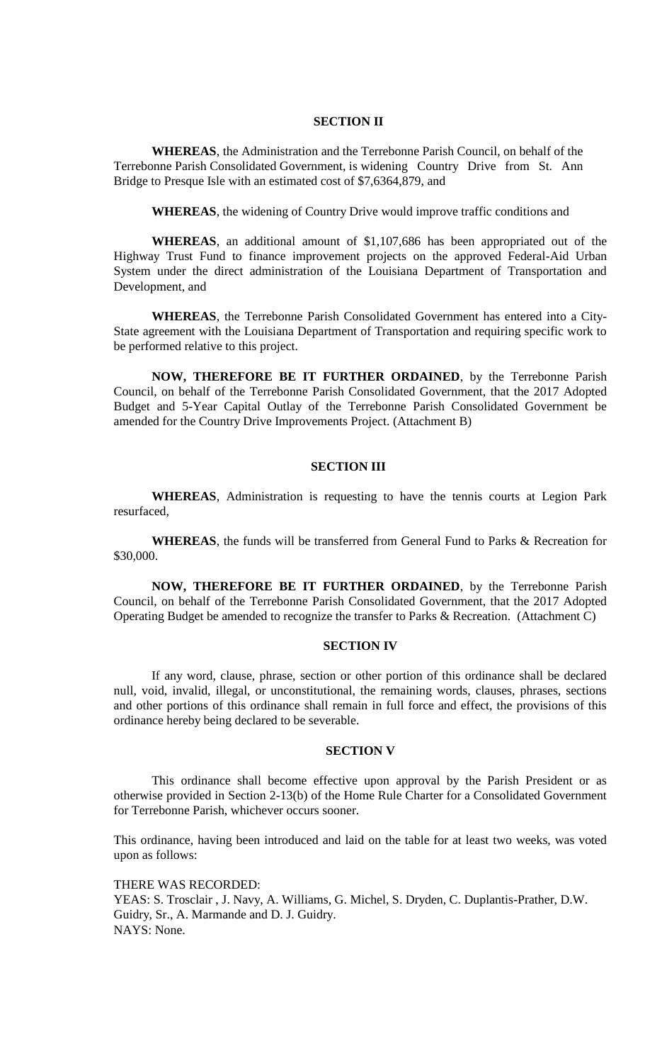## SECTION II

**WHEREAS**, the Administration and the Terrebonne Parish Council, on behalf of the Terrebonne Parish Consolidated Government, is widening Country Drive from St. Ann Bridge to Presque Isle with an estimated cost of $7,6364,879, and

**WHEREAS**, the widening of Country Drive would improve traffic conditions and

**WHEREAS**, an additional amount of $1,107,686 has been appropriated out of the Highway Trust Fund to finance improvement projects on the approved Federal-Aid Urban System under the direct administration of the Louisiana Department of Transportation and Development, and

**WHEREAS**, the Terrebonne Parish Consolidated Government has entered into a City-State agreement with the Louisiana Department of Transportation and requiring specific work to be performed relative to this project.

**NOW, THEREFORE BE IT FURTHER ORDAINED**, by the Terrebonne Parish Council, on behalf of the Terrebonne Parish Consolidated Government, that the 2017 Adopted Budget and 5-Year Capital Outlay of the Terrebonne Parish Consolidated Government be amended for the Country Drive Improvements Project. (Attachment B)

## SECTION III

**WHEREAS**, Administration is requesting to have the tennis courts at Legion Park resurfaced,

**WHEREAS**, the funds will be transferred from General Fund to Parks & Recreation for $30,000.

**NOW, THEREFORE BE IT FURTHER ORDAINED**, by the Terrebonne Parish Council, on behalf of the Terrebonne Parish Consolidated Government, that the 2017 Adopted Operating Budget be amended to recognize the transfer to Parks & Recreation. (Attachment C)

## SECTION IV

If any word, clause, phrase, section or other portion of this ordinance shall be declared null, void, invalid, illegal, or unconstitutional, the remaining words, clauses, phrases, sections and other portions of this ordinance shall remain in full force and effect, the provisions of this ordinance hereby being declared to be severable.

## SECTION V

This ordinance shall become effective upon approval by the Parish President or as otherwise provided in Section 2-13(b) of the Home Rule Charter for a Consolidated Government for Terrebonne Parish, whichever occurs sooner.

This ordinance, having been introduced and laid on the table for at least two weeks, was voted upon as follows:

THERE WAS RECORDED:
YEAS: S. Trosclair , J. Navy, A. Williams, G. Michel, S. Dryden, C. Duplantis-Prather, D.W. Guidry, Sr., A. Marmande and D. J. Guidry.
NAYS: None.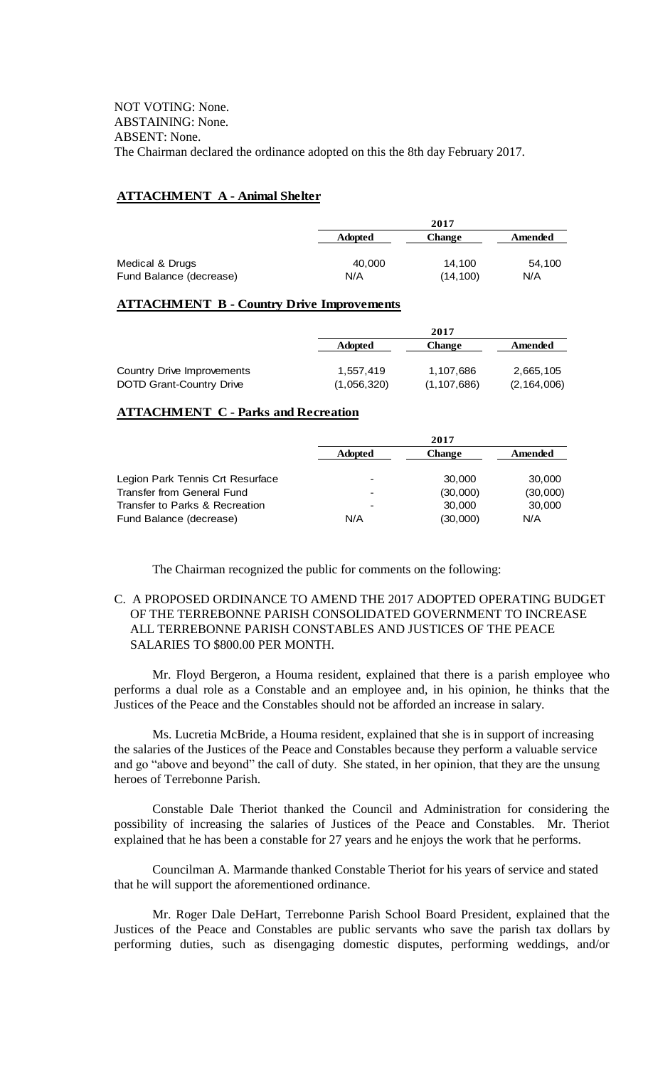NOT VOTING: None.
ABSTAINING: None.
ABSENT: None.
The Chairman declared the ordinance adopted on this the 8th day February 2017.

**ATTACHMENT A - Animal Shelter**

| | 2017 | | |
|---|---|---|---|
| | **Adopted** | **Change** | **Amended** |
| Medical & Drugs | 40,000 | 14,100 | 54,100 |
| Fund Balance (decrease) | N/A | (14,100) | N/A |

**ATTACHMENT B - Country Drive Improvements**

| | 2017 | | |
|---|---|---|---|
| | **Adopted** | **Change** | **Amended** |
| Country Drive Improvements | 1,557,419 | 1,107,686 | 2,665,105 |
| DOTD Grant-Country Drive | (1,056,320) | (1,107,686) | (2,164,006) |

**ATTACHMENT C - Parks and Recreation**

| | 2017 | | |
|---|---|---|---|
| | **Adopted** | **Change** | **Amended** |
| Legion Park Tennis Crt Resurface | - | 30,000 | 30,000 |
| Transfer from General Fund | - | (30,000) | (30,000) |
| Transfer to Parks & Recreation | - | 30,000 | 30,000 |
| Fund Balance (decrease) | N/A | (30,000) | N/A |

The Chairman recognized the public for comments on the following:

C. A PROPOSED ORDINANCE TO AMEND THE 2017 ADOPTED OPERATING BUDGET OF THE TERREBONNE PARISH CONSOLIDATED GOVERNMENT TO INCREASE ALL TERREBONNE PARISH CONSTABLES AND JUSTICES OF THE PEACE SALARIES TO $800.00 PER MONTH.

Mr. Floyd Bergeron, a Houma resident, explained that there is a parish employee who performs a dual role as a Constable and an employee and, in his opinion, he thinks that the Justices of the Peace and the Constables should not be afforded an increase in salary.

Ms. Lucretia McBride, a Houma resident, explained that she is in support of increasing the salaries of the Justices of the Peace and Constables because they perform a valuable service and go "above and beyond" the call of duty. She stated, in her opinion, that they are the unsung heroes of Terrebonne Parish.

Constable Dale Theriot thanked the Council and Administration for considering the possibility of increasing the salaries of Justices of the Peace and Constables. Mr. Theriot explained that he has been a constable for 27 years and he enjoys the work that he performs.

Councilman A. Marmande thanked Constable Theriot for his years of service and stated that he will support the aforementioned ordinance.

Mr. Roger Dale DeHart, Terrebonne Parish School Board President, explained that the Justices of the Peace and Constables are public servants who save the parish tax dollars by performing duties, such as disengaging domestic disputes, performing weddings, and/or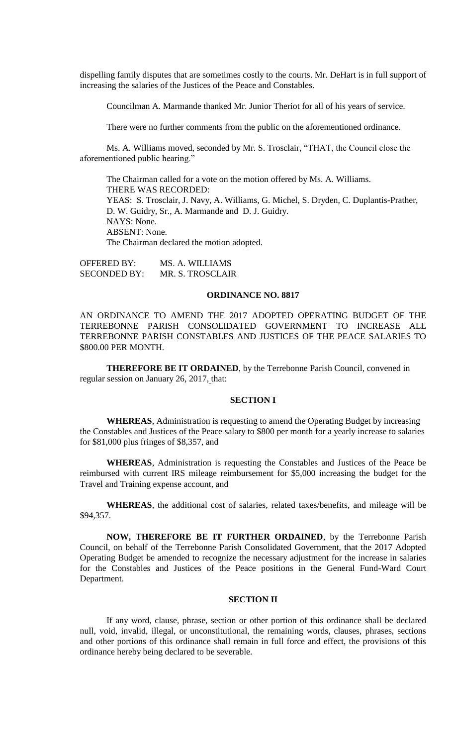dispelling family disputes that are sometimes costly to the courts. Mr. DeHart is in full support of increasing the salaries of the Justices of the Peace and Constables.

Councilman A. Marmande thanked Mr. Junior Theriot for all of his years of service.

There were no further comments from the public on the aforementioned ordinance.

Ms. A. Williams moved, seconded by Mr. S. Trosclair, "THAT, the Council close the aforementioned public hearing."

The Chairman called for a vote on the motion offered by Ms. A. Williams.
THERE WAS RECORDED:
YEAS: S. Trosclair, J. Navy, A. Williams, G. Michel, S. Dryden, C. Duplantis-Prather, D. W. Guidry, Sr., A. Marmande and D. J. Guidry.
NAYS: None.
ABSENT: None.
The Chairman declared the motion adopted.

OFFERED BY: MS. A. WILLIAMS
SECONDED BY: MR. S. TROSCLAIR

**ORDINANCE NO. 8817**

AN ORDINANCE TO AMEND THE 2017 ADOPTED OPERATING BUDGET OF THE TERREBONNE PARISH CONSOLIDATED GOVERNMENT TO INCREASE ALL TERREBONNE PARISH CONSTABLES AND JUSTICES OF THE PEACE SALARIES TO $800.00 PER MONTH.

**THEREFORE BE IT ORDAINED**, by the Terrebonne Parish Council, convened in regular session on January 26, 2017, that:

**SECTION I**

**WHEREAS**, Administration is requesting to amend the Operating Budget by increasing the Constables and Justices of the Peace salary to $800 per month for a yearly increase to salaries for $81,000 plus fringes of $8,357, and

**WHEREAS**, Administration is requesting the Constables and Justices of the Peace be reimbursed with current IRS mileage reimbursement for $5,000 increasing the budget for the Travel and Training expense account, and

**WHEREAS**, the additional cost of salaries, related taxes/benefits, and mileage will be $94,357.

**NOW, THEREFORE BE IT FURTHER ORDAINED**, by the Terrebonne Parish Council, on behalf of the Terrebonne Parish Consolidated Government, that the 2017 Adopted Operating Budget be amended to recognize the necessary adjustment for the increase in salaries for the Constables and Justices of the Peace positions in the General Fund-Ward Court Department.

**SECTION II**

If any word, clause, phrase, section or other portion of this ordinance shall be declared null, void, invalid, illegal, or unconstitutional, the remaining words, clauses, phrases, sections and other portions of this ordinance shall remain in full force and effect, the provisions of this ordinance hereby being declared to be severable.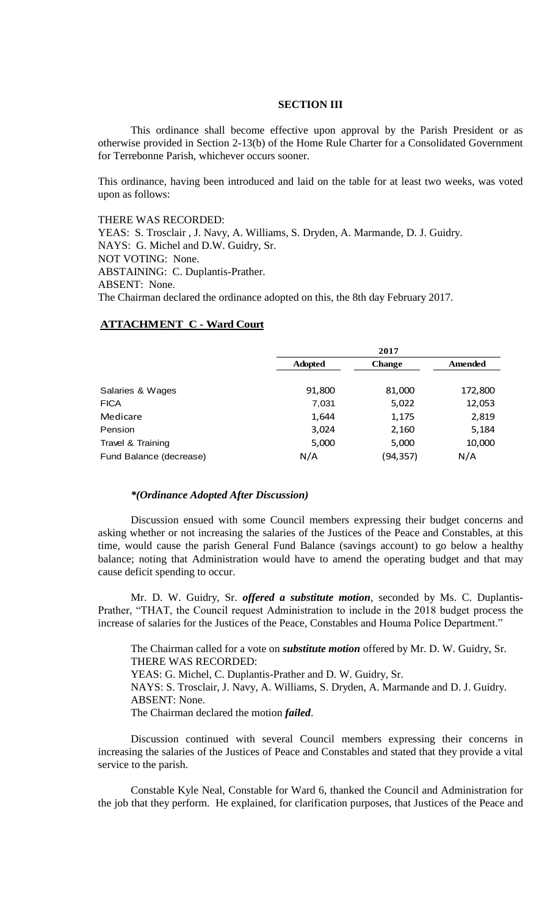**SECTION III**

This ordinance shall become effective upon approval by the Parish President or as otherwise provided in Section 2-13(b) of the Home Rule Charter for a Consolidated Government for Terrebonne Parish, whichever occurs sooner.

This ordinance, having been introduced and laid on the table for at least two weeks, was voted upon as follows:

THERE WAS RECORDED:
YEAS: S. Trosclair , J. Navy, A. Williams, S. Dryden, A. Marmande, D. J. Guidry.
NAYS: G. Michel and D.W. Guidry, Sr.
NOT VOTING: None.
ABSTAINING: C. Duplantis-Prather.
ABSENT: None.
The Chairman declared the ordinance adopted on this, the 8th day February 2017.

**ATTACHMENT C - Ward Court**

| | 2017 | | |
|---|---|---|---|
| | **Adopted** | **Change** | **Amended** |
| Salaries & Wages | 91,800 | 81,000 | 172,800 |
| FICA | 7,031 | 5,022 | 12,053 |
| Medicare | 1,644 | 1,175 | 2,819 |
| Pension | 3,024 | 2,160 | 5,184 |
| Travel & Training | 5,000 | 5,000 | 10,000 |
| Fund Balance (decrease) | N/A | (94,357) | N/A |

***(Ordinance Adopted After Discussion)**

Discussion ensued with some Council members expressing their budget concerns and asking whether or not increasing the salaries of the Justices of the Peace and Constables, at this time, would cause the parish General Fund Balance (savings account) to go below a healthy balance; noting that Administration would have to amend the operating budget and that may cause deficit spending to occur.

Mr. D. W. Guidry, Sr. ***offered a substitute motion***, seconded by Ms. C. Duplantis-Prather, "THAT, the Council request Administration to include in the 2018 budget process the increase of salaries for the Justices of the Peace, Constables and Houma Police Department."

The Chairman called for a vote on ***substitute motion*** offered by Mr. D. W. Guidry, Sr.
THERE WAS RECORDED:
YEAS: G. Michel, C. Duplantis-Prather and D. W. Guidry, Sr.
NAYS: S. Trosclair, J. Navy, A. Williams, S. Dryden, A. Marmande and D. J. Guidry.
ABSENT: None.
The Chairman declared the motion ***failed***.

Discussion continued with several Council members expressing their concerns in increasing the salaries of the Justices of Peace and Constables and stated that they provide a vital service to the parish.

Constable Kyle Neal, Constable for Ward 6, thanked the Council and Administration for the job that they perform. He explained, for clarification purposes, that Justices of the Peace and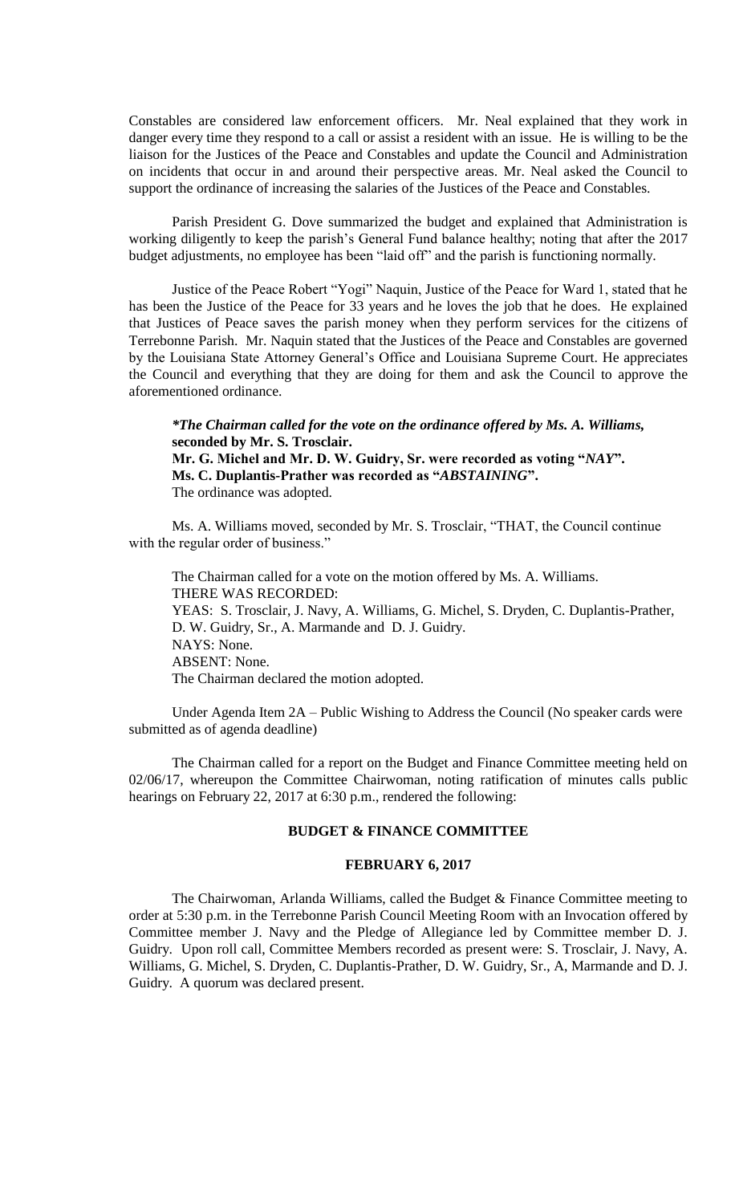Constables are considered law enforcement officers. Mr. Neal explained that they work in danger every time they respond to a call or assist a resident with an issue. He is willing to be the liaison for the Justices of the Peace and Constables and update the Council and Administration on incidents that occur in and around their perspective areas. Mr. Neal asked the Council to support the ordinance of increasing the salaries of the Justices of the Peace and Constables.

Parish President G. Dove summarized the budget and explained that Administration is working diligently to keep the parish's General Fund balance healthy; noting that after the 2017 budget adjustments, no employee has been "laid off" and the parish is functioning normally.

Justice of the Peace Robert "Yogi" Naquin, Justice of the Peace for Ward 1, stated that he has been the Justice of the Peace for 33 years and he loves the job that he does. He explained that Justices of Peace saves the parish money when they perform services for the citizens of Terrebonne Parish. Mr. Naquin stated that the Justices of the Peace and Constables are governed by the Louisiana State Attorney General's Office and Louisiana Supreme Court. He appreciates the Council and everything that they are doing for them and ask the Council to approve the aforementioned ordinance.

***The Chairman called for the vote on the ordinance offered by Ms. A. Williams,* seconded by Mr. S. Trosclair.**
**Mr. G. Michel and Mr. D. W. Guidry, Sr. were recorded as voting "*NAY*".**
**Ms. C. Duplantis-Prather was recorded as "*ABSTAINING*".**
The ordinance was adopted.

Ms. A. Williams moved, seconded by Mr. S. Trosclair, "THAT, the Council continue with the regular order of business."

The Chairman called for a vote on the motion offered by Ms. A. Williams.
THERE WAS RECORDED:
YEAS: S. Trosclair, J. Navy, A. Williams, G. Michel, S. Dryden, C. Duplantis-Prather, D. W. Guidry, Sr., A. Marmande and D. J. Guidry.
NAYS: None.
ABSENT: None.
The Chairman declared the motion adopted.

Under Agenda Item 2A – Public Wishing to Address the Council (No speaker cards were submitted as of agenda deadline)

The Chairman called for a report on the Budget and Finance Committee meeting held on 02/06/17, whereupon the Committee Chairwoman, noting ratification of minutes calls public hearings on February 22, 2017 at 6:30 p.m., rendered the following:

**BUDGET & FINANCE COMMITTEE**

**FEBRUARY 6, 2017**

The Chairwoman, Arlanda Williams, called the Budget & Finance Committee meeting to order at 5:30 p.m. in the Terrebonne Parish Council Meeting Room with an Invocation offered by Committee member J. Navy and the Pledge of Allegiance led by Committee member D. J. Guidry. Upon roll call, Committee Members recorded as present were: S. Trosclair, J. Navy, A. Williams, G. Michel, S. Dryden, C. Duplantis-Prather, D. W. Guidry, Sr., A, Marmande and D. J. Guidry. A quorum was declared present.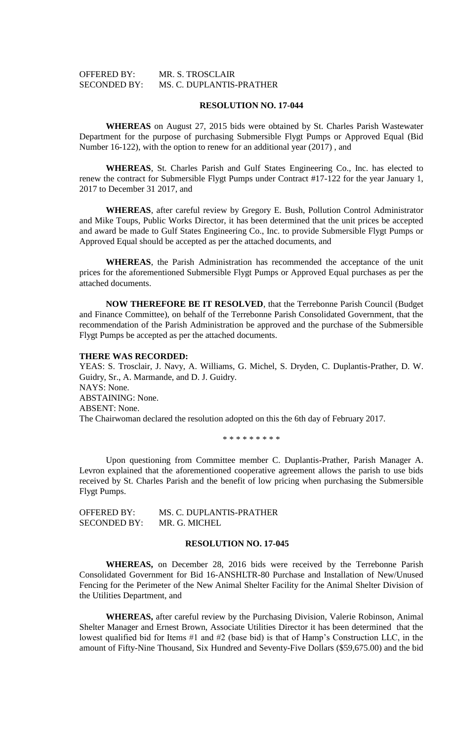OFFERED BY: MR. S. TROSCLAIR
SECONDED BY: MS. C. DUPLANTIS-PRATHER

**RESOLUTION NO. 17-044**

**WHEREAS** on August 27, 2015 bids were obtained by St. Charles Parish Wastewater Department for the purpose of purchasing Submersible Flygt Pumps or Approved Equal (Bid Number 16-122), with the option to renew for an additional year (2017) , and

**WHEREAS**, St. Charles Parish and Gulf States Engineering Co., Inc. has elected to renew the contract for Submersible Flygt Pumps under Contract #17-122 for the year January 1, 2017 to December 31 2017, and

**WHEREAS**, after careful review by Gregory E. Bush, Pollution Control Administrator and Mike Toups, Public Works Director, it has been determined that the unit prices be accepted and award be made to Gulf States Engineering Co., Inc. to provide Submersible Flygt Pumps or Approved Equal should be accepted as per the attached documents, and

**WHEREAS**, the Parish Administration has recommended the acceptance of the unit prices for the aforementioned Submersible Flygt Pumps or Approved Equal purchases as per the attached documents.

**NOW THEREFORE BE IT RESOLVED**, that the Terrebonne Parish Council (Budget and Finance Committee), on behalf of the Terrebonne Parish Consolidated Government, that the recommendation of the Parish Administration be approved and the purchase of the Submersible Flygt Pumps be accepted as per the attached documents.

**THERE WAS RECORDED:**

YEAS: S. Trosclair, J. Navy, A. Williams, G. Michel, S. Dryden, C. Duplantis-Prather, D. W. Guidry, Sr., A. Marmande, and D. J. Guidry.
NAYS: None.
ABSTAINING: None.
ABSENT: None.
The Chairwoman declared the resolution adopted on this the 6th day of February 2017.

\* \* \* \* \* \* \* \* \*

Upon questioning from Committee member C. Duplantis-Prather, Parish Manager A. Levron explained that the aforementioned cooperative agreement allows the parish to use bids received by St. Charles Parish and the benefit of low pricing when purchasing the Submersible Flygt Pumps.

OFFERED BY: MS. C. DUPLANTIS-PRATHER
SECONDED BY: MR. G. MICHEL

**RESOLUTION NO. 17-045**

**WHEREAS,** on December 28, 2016 bids were received by the Terrebonne Parish Consolidated Government for Bid 16-ANSHLTR-80 Purchase and Installation of New/Unused Fencing for the Perimeter of the New Animal Shelter Facility for the Animal Shelter Division of the Utilities Department, and

**WHEREAS,** after careful review by the Purchasing Division, Valerie Robinson, Animal Shelter Manager and Ernest Brown, Associate Utilities Director it has been determined that the lowest qualified bid for Items #1 and #2 (base bid) is that of Hamp's Construction LLC, in the amount of Fifty-Nine Thousand, Six Hundred and Seventy-Five Dollars ($59,675.00) and the bid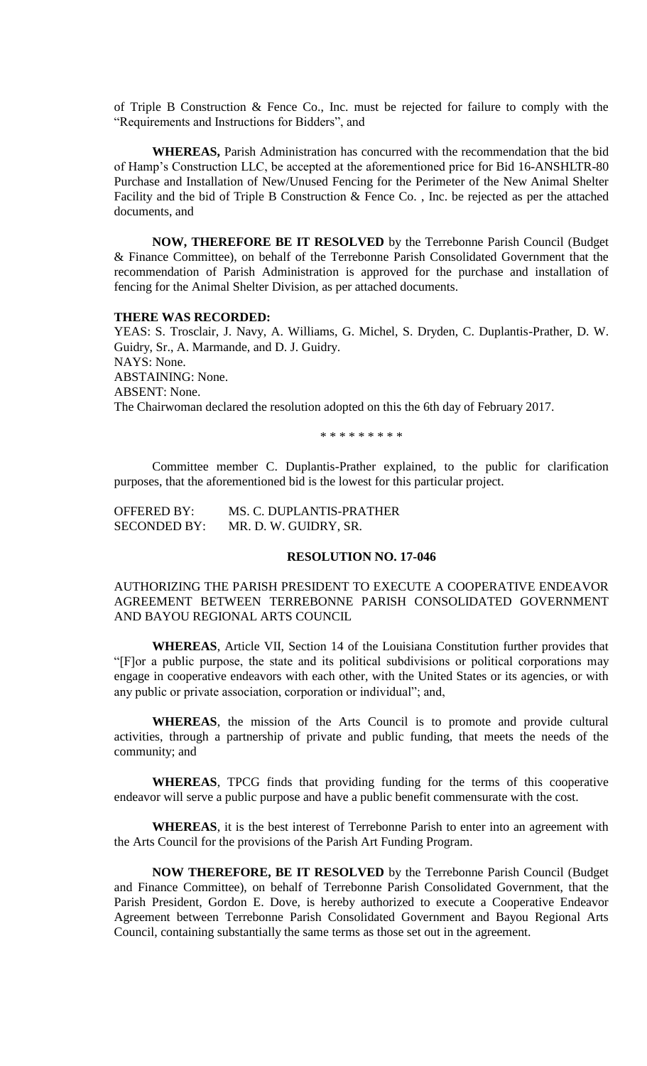of Triple B Construction & Fence Co., Inc. must be rejected for failure to comply with the "Requirements and Instructions for Bidders", and

**WHEREAS,** Parish Administration has concurred with the recommendation that the bid of Hamp's Construction LLC, be accepted at the aforementioned price for Bid 16-ANSHLTR-80 Purchase and Installation of New/Unused Fencing for the Perimeter of the New Animal Shelter Facility and the bid of Triple B Construction & Fence Co. , Inc. be rejected as per the attached documents, and

**NOW, THEREFORE BE IT RESOLVED** by the Terrebonne Parish Council (Budget & Finance Committee), on behalf of the Terrebonne Parish Consolidated Government that the recommendation of Parish Administration is approved for the purchase and installation of fencing for the Animal Shelter Division, as per attached documents.

**THERE WAS RECORDED:**

YEAS: S. Trosclair, J. Navy, A. Williams, G. Michel, S. Dryden, C. Duplantis-Prather, D. W. Guidry, Sr., A. Marmande, and D. J. Guidry.
NAYS: None.
ABSTAINING: None.
ABSENT: None.
The Chairwoman declared the resolution adopted on this the 6th day of February 2017.

\* \* \* \* \* \* \* \* \*

Committee member C. Duplantis-Prather explained, to the public for clarification purposes, that the aforementioned bid is the lowest for this particular project.

OFFERED BY: MS. C. DUPLANTIS-PRATHER
SECONDED BY: MR. D. W. GUIDRY, SR.

**RESOLUTION NO. 17-046**

AUTHORIZING THE PARISH PRESIDENT TO EXECUTE A COOPERATIVE ENDEAVOR AGREEMENT BETWEEN TERREBONNE PARISH CONSOLIDATED GOVERNMENT AND BAYOU REGIONAL ARTS COUNCIL

**WHEREAS**, Article VII, Section 14 of the Louisiana Constitution further provides that "[F]or a public purpose, the state and its political subdivisions or political corporations may engage in cooperative endeavors with each other, with the United States or its agencies, or with any public or private association, corporation or individual"; and,

**WHEREAS**, the mission of the Arts Council is to promote and provide cultural activities, through a partnership of private and public funding, that meets the needs of the community; and

**WHEREAS**, TPCG finds that providing funding for the terms of this cooperative endeavor will serve a public purpose and have a public benefit commensurate with the cost.

**WHEREAS**, it is the best interest of Terrebonne Parish to enter into an agreement with the Arts Council for the provisions of the Parish Art Funding Program.

**NOW THEREFORE, BE IT RESOLVED** by the Terrebonne Parish Council (Budget and Finance Committee), on behalf of Terrebonne Parish Consolidated Government, that the Parish President, Gordon E. Dove, is hereby authorized to execute a Cooperative Endeavor Agreement between Terrebonne Parish Consolidated Government and Bayou Regional Arts Council, containing substantially the same terms as those set out in the agreement.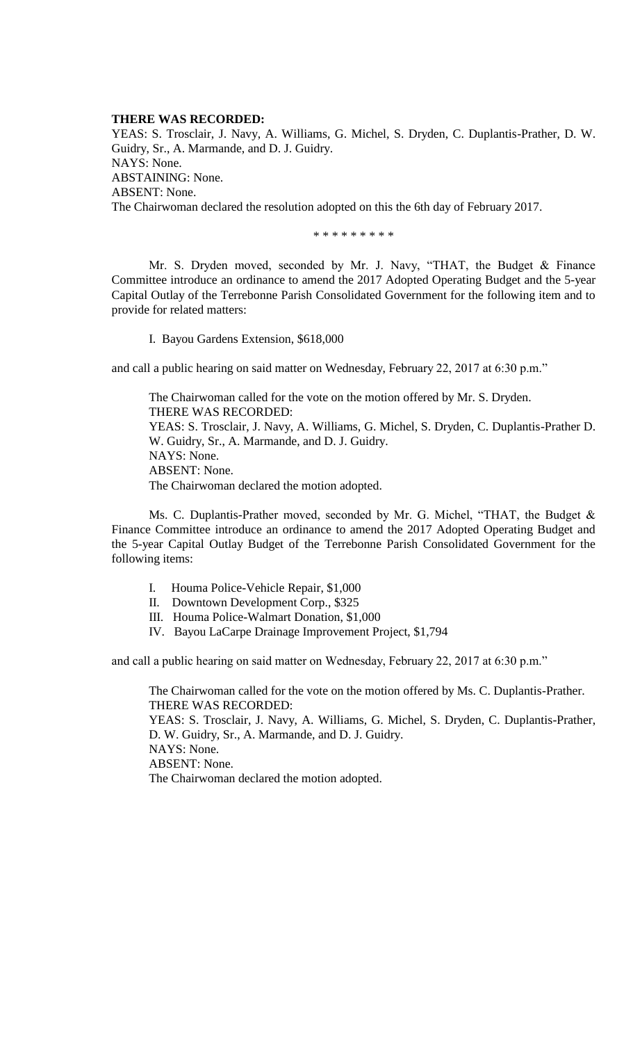**THERE WAS RECORDED:**
YEAS: S. Trosclair, J. Navy, A. Williams, G. Michel, S. Dryden, C. Duplantis-Prather, D. W. Guidry, Sr., A. Marmande, and D. J. Guidry.
NAYS: None.
ABSTAINING: None.
ABSENT: None.
The Chairwoman declared the resolution adopted on this the 6th day of February 2017.

\* \* \* \* \* \* \* \* \*

Mr. S. Dryden moved, seconded by Mr. J. Navy, "THAT, the Budget & Finance Committee introduce an ordinance to amend the 2017 Adopted Operating Budget and the 5-year Capital Outlay of the Terrebonne Parish Consolidated Government for the following item and to provide for related matters:

I. Bayou Gardens Extension, $618,000

and call a public hearing on said matter on Wednesday, February 22, 2017 at 6:30 p.m."

The Chairwoman called for the vote on the motion offered by Mr. S. Dryden.
THERE WAS RECORDED:
YEAS: S. Trosclair, J. Navy, A. Williams, G. Michel, S. Dryden, C. Duplantis-Prather D. W. Guidry, Sr., A. Marmande, and D. J. Guidry.
NAYS: None.
ABSENT: None.
The Chairwoman declared the motion adopted.

Ms. C. Duplantis-Prather moved, seconded by Mr. G. Michel, "THAT, the Budget & Finance Committee introduce an ordinance to amend the 2017 Adopted Operating Budget and the 5-year Capital Outlay Budget of the Terrebonne Parish Consolidated Government for the following items:

I. Houma Police-Vehicle Repair, $1,000
II. Downtown Development Corp., $325
III. Houma Police-Walmart Donation, $1,000
IV. Bayou LaCarpe Drainage Improvement Project, $1,794

and call a public hearing on said matter on Wednesday, February 22, 2017 at 6:30 p.m."

The Chairwoman called for the vote on the motion offered by Ms. C. Duplantis-Prather.
THERE WAS RECORDED:
YEAS: S. Trosclair, J. Navy, A. Williams, G. Michel, S. Dryden, C. Duplantis-Prather, D. W. Guidry, Sr., A. Marmande, and D. J. Guidry.
NAYS: None.
ABSENT: None.
The Chairwoman declared the motion adopted.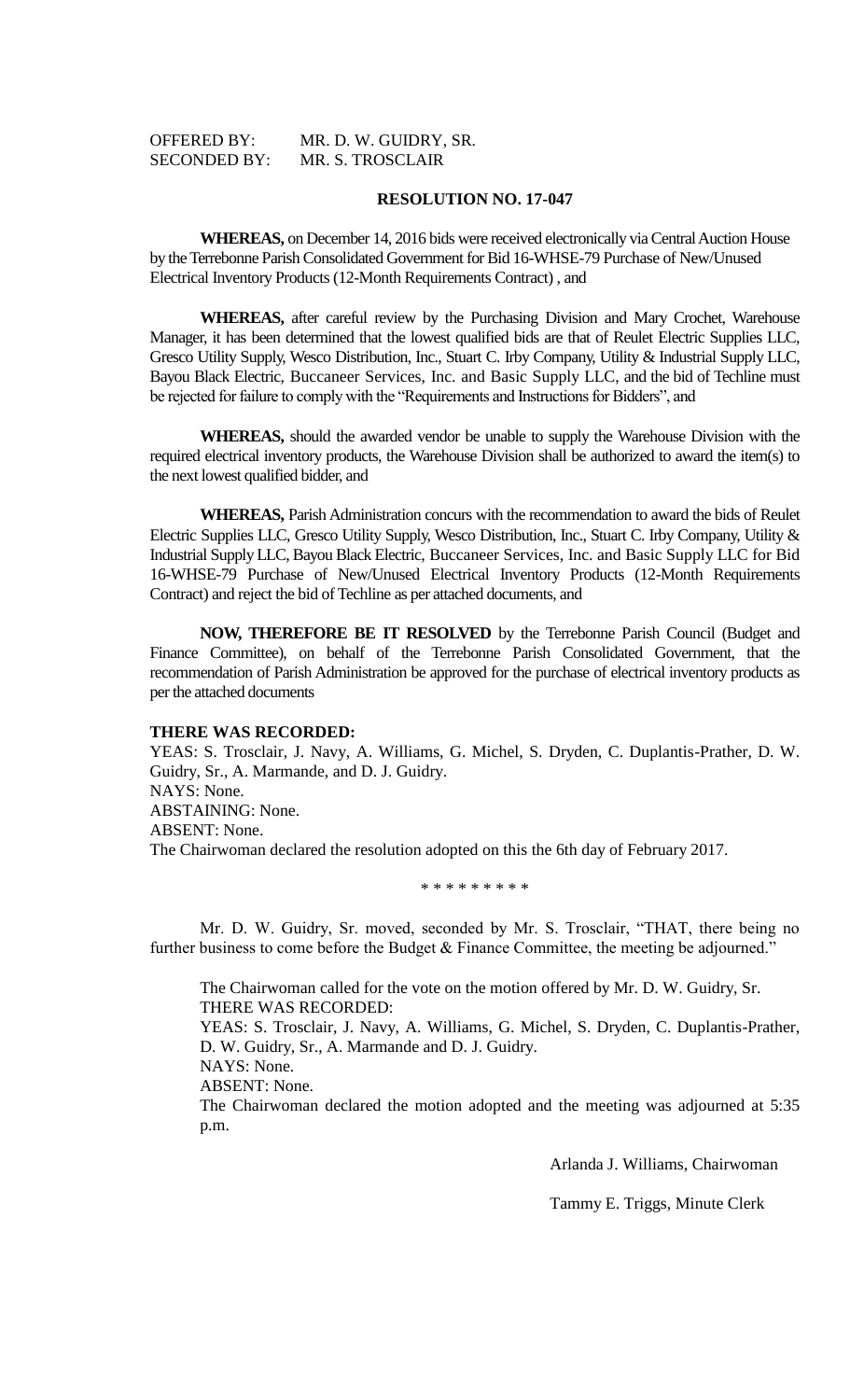OFFERED BY: MR. D. W. GUIDRY, SR.
SECONDED BY: MR. S. TROSCLAIR

**RESOLUTION NO. 17-047**

**WHEREAS,** on December 14, 2016 bids were received electronically via Central Auction House by the Terrebonne Parish Consolidated Government for Bid 16-WHSE-79 Purchase of New/Unused Electrical Inventory Products (12-Month Requirements Contract) , and

**WHEREAS,** after careful review by the Purchasing Division and Mary Crochet, Warehouse Manager, it has been determined that the lowest qualified bids are that of Reulet Electric Supplies LLC, Gresco Utility Supply, Wesco Distribution, Inc., Stuart C. Irby Company, Utility & Industrial Supply LLC, Bayou Black Electric, Buccaneer Services, Inc. and Basic Supply LLC, and the bid of Techline must be rejected for failure to comply with the "Requirements and Instructions for Bidders", and

**WHEREAS,** should the awarded vendor be unable to supply the Warehouse Division with the required electrical inventory products, the Warehouse Division shall be authorized to award the item(s) to the next lowest qualified bidder, and

**WHEREAS,** Parish Administration concurs with the recommendation to award the bids of Reulet Electric Supplies LLC, Gresco Utility Supply, Wesco Distribution, Inc., Stuart C. Irby Company, Utility & Industrial Supply LLC, Bayou Black Electric, Buccaneer Services, Inc. and Basic Supply LLC for Bid 16-WHSE-79 Purchase of New/Unused Electrical Inventory Products (12-Month Requirements Contract) and reject the bid of Techline as per attached documents, and

**NOW, THEREFORE BE IT RESOLVED** by the Terrebonne Parish Council (Budget and Finance Committee), on behalf of the Terrebonne Parish Consolidated Government, that the recommendation of Parish Administration be approved for the purchase of electrical inventory products as per the attached documents

**THERE WAS RECORDED:**
YEAS: S. Trosclair, J. Navy, A. Williams, G. Michel, S. Dryden, C. Duplantis-Prather, D. W. Guidry, Sr., A. Marmande, and D. J. Guidry.
NAYS: None.
ABSTAINING: None.
ABSENT: None.
The Chairwoman declared the resolution adopted on this the 6th day of February 2017.

\* \* \* \* \* \* \* \* \*

Mr. D. W. Guidry, Sr. moved, seconded by Mr. S. Trosclair, "THAT, there being no further business to come before the Budget & Finance Committee, the meeting be adjourned."

The Chairwoman called for the vote on the motion offered by Mr. D. W. Guidry, Sr.
THERE WAS RECORDED:
YEAS: S. Trosclair, J. Navy, A. Williams, G. Michel, S. Dryden, C. Duplantis-Prather, D. W. Guidry, Sr., A. Marmande and D. J. Guidry.
NAYS: None.
ABSENT: None.
The Chairwoman declared the motion adopted and the meeting was adjourned at 5:35 p.m.

Arlanda J. Williams, Chairwoman

Tammy E. Triggs, Minute Clerk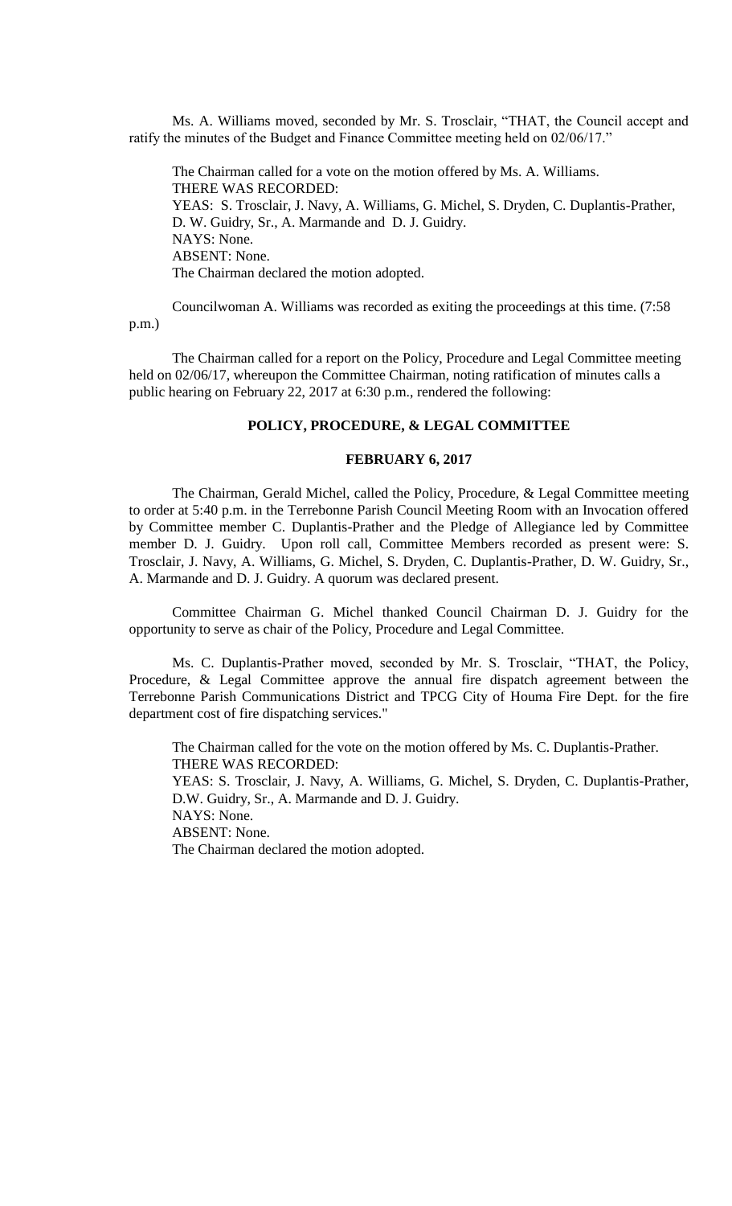Ms. A. Williams moved, seconded by Mr. S. Trosclair, "THAT, the Council accept and ratify the minutes of the Budget and Finance Committee meeting held on 02/06/17."

The Chairman called for a vote on the motion offered by Ms. A. Williams.
THERE WAS RECORDED:
YEAS: S. Trosclair, J. Navy, A. Williams, G. Michel, S. Dryden, C. Duplantis-Prather, D. W. Guidry, Sr., A. Marmande and D. J. Guidry.
NAYS: None.
ABSENT: None.
The Chairman declared the motion adopted.

Councilwoman A. Williams was recorded as exiting the proceedings at this time. (7:58 p.m.)

The Chairman called for a report on the Policy, Procedure and Legal Committee meeting held on 02/06/17, whereupon the Committee Chairman, noting ratification of minutes calls a public hearing on February 22, 2017 at 6:30 p.m., rendered the following:

**POLICY, PROCEDURE, & LEGAL COMMITTEE**

**FEBRUARY 6, 2017**

The Chairman, Gerald Michel, called the Policy, Procedure, & Legal Committee meeting to order at 5:40 p.m. in the Terrebonne Parish Council Meeting Room with an Invocation offered by Committee member C. Duplantis-Prather and the Pledge of Allegiance led by Committee member D. J. Guidry. Upon roll call, Committee Members recorded as present were: S. Trosclair, J. Navy, A. Williams, G. Michel, S. Dryden, C. Duplantis-Prather, D. W. Guidry, Sr., A. Marmande and D. J. Guidry. A quorum was declared present.

Committee Chairman G. Michel thanked Council Chairman D. J. Guidry for the opportunity to serve as chair of the Policy, Procedure and Legal Committee.

Ms. C. Duplantis-Prather moved, seconded by Mr. S. Trosclair, "THAT, the Policy, Procedure, & Legal Committee approve the annual fire dispatch agreement between the Terrebonne Parish Communications District and TPCG City of Houma Fire Dept. for the fire department cost of fire dispatching services."

The Chairman called for the vote on the motion offered by Ms. C. Duplantis-Prather.
THERE WAS RECORDED:
YEAS: S. Trosclair, J. Navy, A. Williams, G. Michel, S. Dryden, C. Duplantis-Prather, D.W. Guidry, Sr., A. Marmande and D. J. Guidry.
NAYS: None.
ABSENT: None.
The Chairman declared the motion adopted.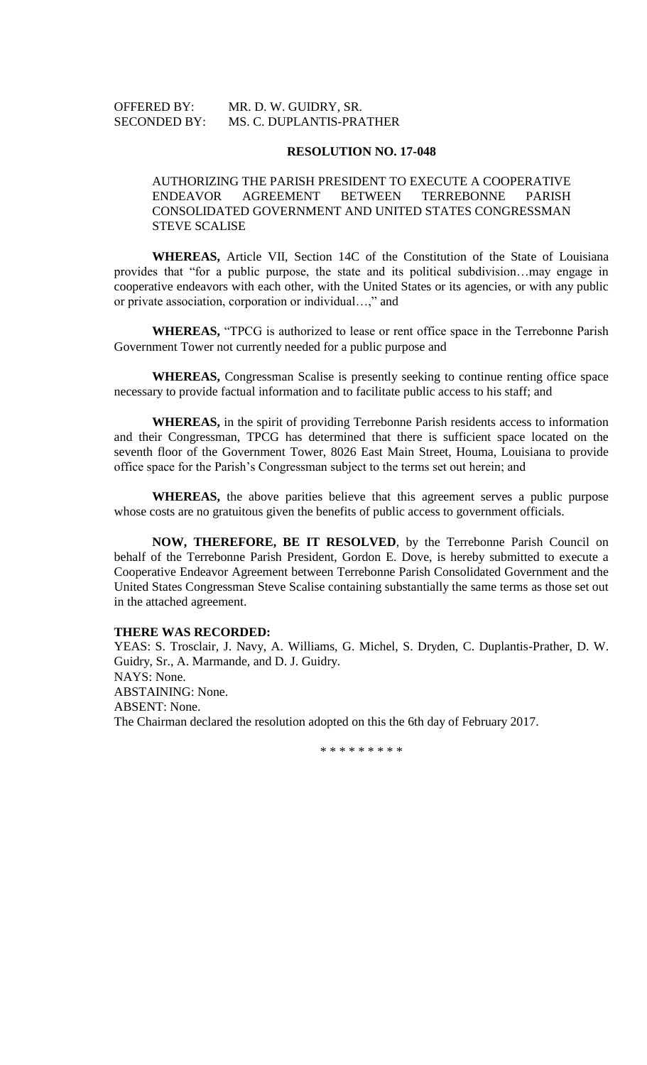OFFERED BY: MR. D. W. GUIDRY, SR.
SECONDED BY: MS. C. DUPLANTIS-PRATHER

**RESOLUTION NO. 17-048**

AUTHORIZING THE PARISH PRESIDENT TO EXECUTE A COOPERATIVE ENDEAVOR AGREEMENT BETWEEN TERREBONNE PARISH CONSOLIDATED GOVERNMENT AND UNITED STATES CONGRESSMAN STEVE SCALISE

**WHEREAS,** Article VII, Section 14C of the Constitution of the State of Louisiana provides that "for a public purpose, the state and its political subdivision…may engage in cooperative endeavors with each other, with the United States or its agencies, or with any public or private association, corporation or individual…," and

**WHEREAS,** "TPCG is authorized to lease or rent office space in the Terrebonne Parish Government Tower not currently needed for a public purpose and

**WHEREAS,** Congressman Scalise is presently seeking to continue renting office space necessary to provide factual information and to facilitate public access to his staff; and

**WHEREAS,** in the spirit of providing Terrebonne Parish residents access to information and their Congressman, TPCG has determined that there is sufficient space located on the seventh floor of the Government Tower, 8026 East Main Street, Houma, Louisiana to provide office space for the Parish's Congressman subject to the terms set out herein; and

**WHEREAS,** the above parities believe that this agreement serves a public purpose whose costs are no gratuitous given the benefits of public access to government officials.

**NOW, THEREFORE, BE IT RESOLVED**, by the Terrebonne Parish Council on behalf of the Terrebonne Parish President, Gordon E. Dove, is hereby submitted to execute a Cooperative Endeavor Agreement between Terrebonne Parish Consolidated Government and the United States Congressman Steve Scalise containing substantially the same terms as those set out in the attached agreement.

**THERE WAS RECORDED:**
YEAS: S. Trosclair, J. Navy, A. Williams, G. Michel, S. Dryden, C. Duplantis-Prather, D. W. Guidry, Sr., A. Marmande, and D. J. Guidry.
NAYS: None.
ABSTAINING: None.
ABSENT: None.
The Chairman declared the resolution adopted on this the 6th day of February 2017.

\* \* \* \* \* \* \* \* \*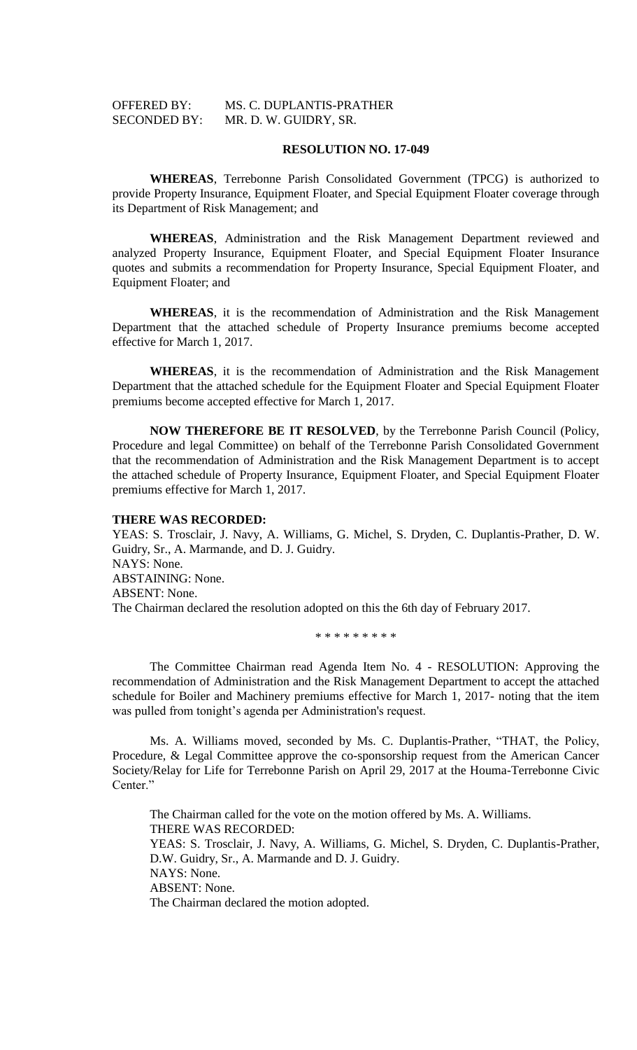OFFERED BY: MS. C. DUPLANTIS-PRATHER
SECONDED BY: MR. D. W. GUIDRY, SR.

**RESOLUTION NO. 17-049**

**WHEREAS**, Terrebonne Parish Consolidated Government (TPCG) is authorized to provide Property Insurance, Equipment Floater, and Special Equipment Floater coverage through its Department of Risk Management; and

**WHEREAS**, Administration and the Risk Management Department reviewed and analyzed Property Insurance, Equipment Floater, and Special Equipment Floater Insurance quotes and submits a recommendation for Property Insurance, Special Equipment Floater, and Equipment Floater; and

**WHEREAS**, it is the recommendation of Administration and the Risk Management Department that the attached schedule of Property Insurance premiums become accepted effective for March 1, 2017.

**WHEREAS**, it is the recommendation of Administration and the Risk Management Department that the attached schedule for the Equipment Floater and Special Equipment Floater premiums become accepted effective for March 1, 2017.

**NOW THEREFORE BE IT RESOLVED**, by the Terrebonne Parish Council (Policy, Procedure and legal Committee) on behalf of the Terrebonne Parish Consolidated Government that the recommendation of Administration and the Risk Management Department is to accept the attached schedule of Property Insurance, Equipment Floater, and Special Equipment Floater premiums effective for March 1, 2017.

**THERE WAS RECORDED:**
YEAS: S. Trosclair, J. Navy, A. Williams, G. Michel, S. Dryden, C. Duplantis-Prather, D. W. Guidry, Sr., A. Marmande, and D. J. Guidry.
NAYS: None.
ABSTAINING: None.
ABSENT: None.
The Chairman declared the resolution adopted on this the 6th day of February 2017.

\* \* \* \* \* \* \* \* \*

The Committee Chairman read Agenda Item No. 4 - RESOLUTION: Approving the recommendation of Administration and the Risk Management Department to accept the attached schedule for Boiler and Machinery premiums effective for March 1, 2017- noting that the item was pulled from tonight's agenda per Administration's request.

Ms. A. Williams moved, seconded by Ms. C. Duplantis-Prather, "THAT, the Policy, Procedure, & Legal Committee approve the co-sponsorship request from the American Cancer Society/Relay for Life for Terrebonne Parish on April 29, 2017 at the Houma-Terrebonne Civic Center."

The Chairman called for the vote on the motion offered by Ms. A. Williams.
THERE WAS RECORDED:
YEAS: S. Trosclair, J. Navy, A. Williams, G. Michel, S. Dryden, C. Duplantis-Prather, D.W. Guidry, Sr., A. Marmande and D. J. Guidry.
NAYS: None.
ABSENT: None.
The Chairman declared the motion adopted.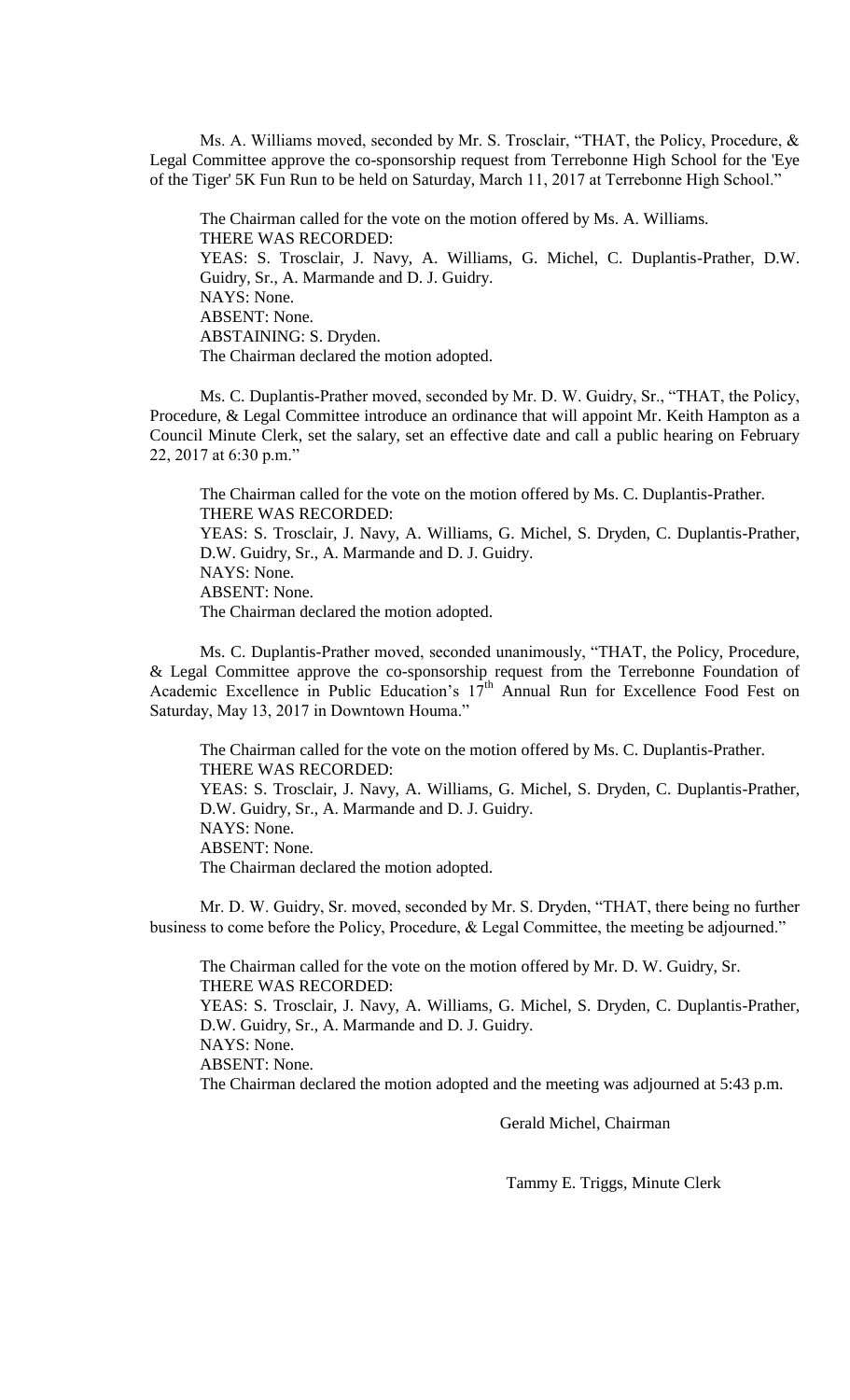Ms. A. Williams moved, seconded by Mr. S. Trosclair, "THAT, the Policy, Procedure, & Legal Committee approve the co-sponsorship request from Terrebonne High School for the 'Eye of the Tiger' 5K Fun Run to be held on Saturday, March 11, 2017 at Terrebonne High School."

The Chairman called for the vote on the motion offered by Ms. A. Williams.
THERE WAS RECORDED:
YEAS: S. Trosclair, J. Navy, A. Williams, G. Michel, C. Duplantis-Prather, D.W. Guidry, Sr., A. Marmande and D. J. Guidry.
NAYS: None.
ABSENT: None.
ABSTAINING: S. Dryden.
The Chairman declared the motion adopted.

Ms. C. Duplantis-Prather moved, seconded by Mr. D. W. Guidry, Sr., "THAT, the Policy, Procedure, & Legal Committee introduce an ordinance that will appoint Mr. Keith Hampton as a Council Minute Clerk, set the salary, set an effective date and call a public hearing on February 22, 2017 at 6:30 p.m."

The Chairman called for the vote on the motion offered by Ms. C. Duplantis-Prather.
THERE WAS RECORDED:
YEAS: S. Trosclair, J. Navy, A. Williams, G. Michel, S. Dryden, C. Duplantis-Prather, D.W. Guidry, Sr., A. Marmande and D. J. Guidry.
NAYS: None.
ABSENT: None.
The Chairman declared the motion adopted.

Ms. C. Duplantis-Prather moved, seconded unanimously, "THAT, the Policy, Procedure, & Legal Committee approve the co-sponsorship request from the Terrebonne Foundation of Academic Excellence in Public Education's 17th Annual Run for Excellence Food Fest on Saturday, May 13, 2017 in Downtown Houma."

The Chairman called for the vote on the motion offered by Ms. C. Duplantis-Prather.
THERE WAS RECORDED:
YEAS: S. Trosclair, J. Navy, A. Williams, G. Michel, S. Dryden, C. Duplantis-Prather, D.W. Guidry, Sr., A. Marmande and D. J. Guidry.
NAYS: None.
ABSENT: None.
The Chairman declared the motion adopted.

Mr. D. W. Guidry, Sr. moved, seconded by Mr. S. Dryden, "THAT, there being no further business to come before the Policy, Procedure, & Legal Committee, the meeting be adjourned."

The Chairman called for the vote on the motion offered by Mr. D. W. Guidry, Sr.
THERE WAS RECORDED:
YEAS: S. Trosclair, J. Navy, A. Williams, G. Michel, S. Dryden, C. Duplantis-Prather, D.W. Guidry, Sr., A. Marmande and D. J. Guidry.
NAYS: None.
ABSENT: None.
The Chairman declared the motion adopted and the meeting was adjourned at 5:43 p.m.

Gerald Michel, Chairman

Tammy E. Triggs, Minute Clerk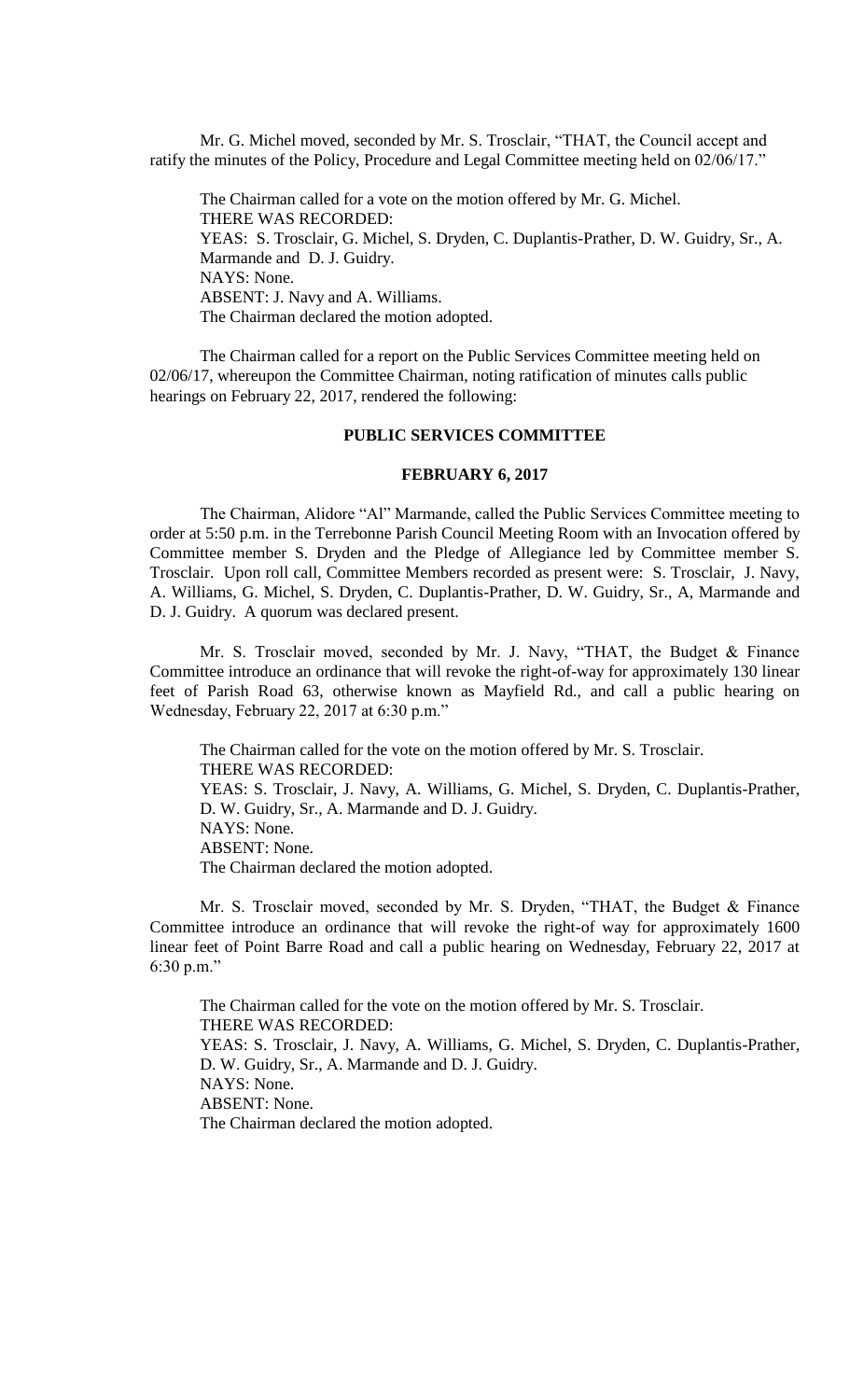Mr. G. Michel moved, seconded by Mr. S. Trosclair, "THAT, the Council accept and ratify the minutes of the Policy, Procedure and Legal Committee meeting held on 02/06/17."

The Chairman called for a vote on the motion offered by Mr. G. Michel.
THERE WAS RECORDED:
YEAS: S. Trosclair, G. Michel, S. Dryden, C. Duplantis-Prather, D. W. Guidry, Sr., A. Marmande and D. J. Guidry.
NAYS: None.
ABSENT: J. Navy and A. Williams.
The Chairman declared the motion adopted.

The Chairman called for a report on the Public Services Committee meeting held on 02/06/17, whereupon the Committee Chairman, noting ratification of minutes calls public hearings on February 22, 2017, rendered the following:

## PUBLIC SERVICES COMMITTEE

## FEBRUARY 6, 2017

The Chairman, Alidore "Al" Marmande, called the Public Services Committee meeting to order at 5:50 p.m. in the Terrebonne Parish Council Meeting Room with an Invocation offered by Committee member S. Dryden and the Pledge of Allegiance led by Committee member S. Trosclair. Upon roll call, Committee Members recorded as present were: S. Trosclair, J. Navy, A. Williams, G. Michel, S. Dryden, C. Duplantis-Prather, D. W. Guidry, Sr., A, Marmande and D. J. Guidry. A quorum was declared present.

Mr. S. Trosclair moved, seconded by Mr. J. Navy, "THAT, the Budget & Finance Committee introduce an ordinance that will revoke the right-of-way for approximately 130 linear feet of Parish Road 63, otherwise known as Mayfield Rd., and call a public hearing on Wednesday, February 22, 2017 at 6:30 p.m."

The Chairman called for the vote on the motion offered by Mr. S. Trosclair.
THERE WAS RECORDED:
YEAS: S. Trosclair, J. Navy, A. Williams, G. Michel, S. Dryden, C. Duplantis-Prather, D. W. Guidry, Sr., A. Marmande and D. J. Guidry.
NAYS: None.
ABSENT: None.
The Chairman declared the motion adopted.

Mr. S. Trosclair moved, seconded by Mr. S. Dryden, "THAT, the Budget & Finance Committee introduce an ordinance that will revoke the right-of way for approximately 1600 linear feet of Point Barre Road and call a public hearing on Wednesday, February 22, 2017 at 6:30 p.m."

The Chairman called for the vote on the motion offered by Mr. S. Trosclair.
THERE WAS RECORDED:
YEAS: S. Trosclair, J. Navy, A. Williams, G. Michel, S. Dryden, C. Duplantis-Prather, D. W. Guidry, Sr., A. Marmande and D. J. Guidry.
NAYS: None.
ABSENT: None.
The Chairman declared the motion adopted.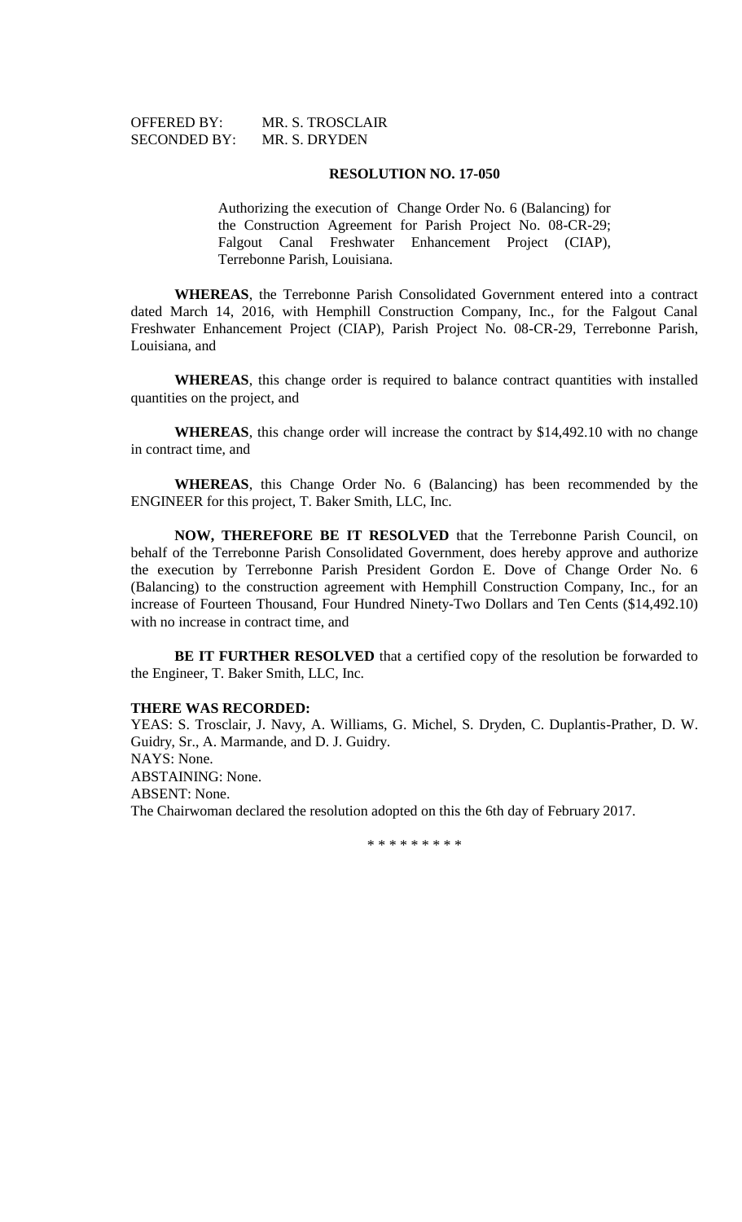OFFERED BY: MR. S. TROSCLAIR
SECONDED BY: MR. S. DRYDEN

**RESOLUTION NO. 17-050**

Authorizing the execution of Change Order No. 6 (Balancing) for the Construction Agreement for Parish Project No. 08-CR-29; Falgout Canal Freshwater Enhancement Project (CIAP), Terrebonne Parish, Louisiana.

**WHEREAS**, the Terrebonne Parish Consolidated Government entered into a contract dated March 14, 2016, with Hemphill Construction Company, Inc., for the Falgout Canal Freshwater Enhancement Project (CIAP), Parish Project No. 08-CR-29, Terrebonne Parish, Louisiana, and

**WHEREAS**, this change order is required to balance contract quantities with installed quantities on the project, and

**WHEREAS**, this change order will increase the contract by $14,492.10 with no change in contract time, and

**WHEREAS**, this Change Order No. 6 (Balancing) has been recommended by the ENGINEER for this project, T. Baker Smith, LLC, Inc.

**NOW, THEREFORE BE IT RESOLVED** that the Terrebonne Parish Council, on behalf of the Terrebonne Parish Consolidated Government, does hereby approve and authorize the execution by Terrebonne Parish President Gordon E. Dove of Change Order No. 6 (Balancing) to the construction agreement with Hemphill Construction Company, Inc., for an increase of Fourteen Thousand, Four Hundred Ninety-Two Dollars and Ten Cents ($14,492.10) with no increase in contract time, and

**BE IT FURTHER RESOLVED** that a certified copy of the resolution be forwarded to the Engineer, T. Baker Smith, LLC, Inc.

**THERE WAS RECORDED:**
YEAS: S. Trosclair, J. Navy, A. Williams, G. Michel, S. Dryden, C. Duplantis-Prather, D. W. Guidry, Sr., A. Marmande, and D. J. Guidry.
NAYS: None.
ABSTAINING: None.
ABSENT: None.
The Chairwoman declared the resolution adopted on this the 6th day of February 2017.

* * * * * * * * *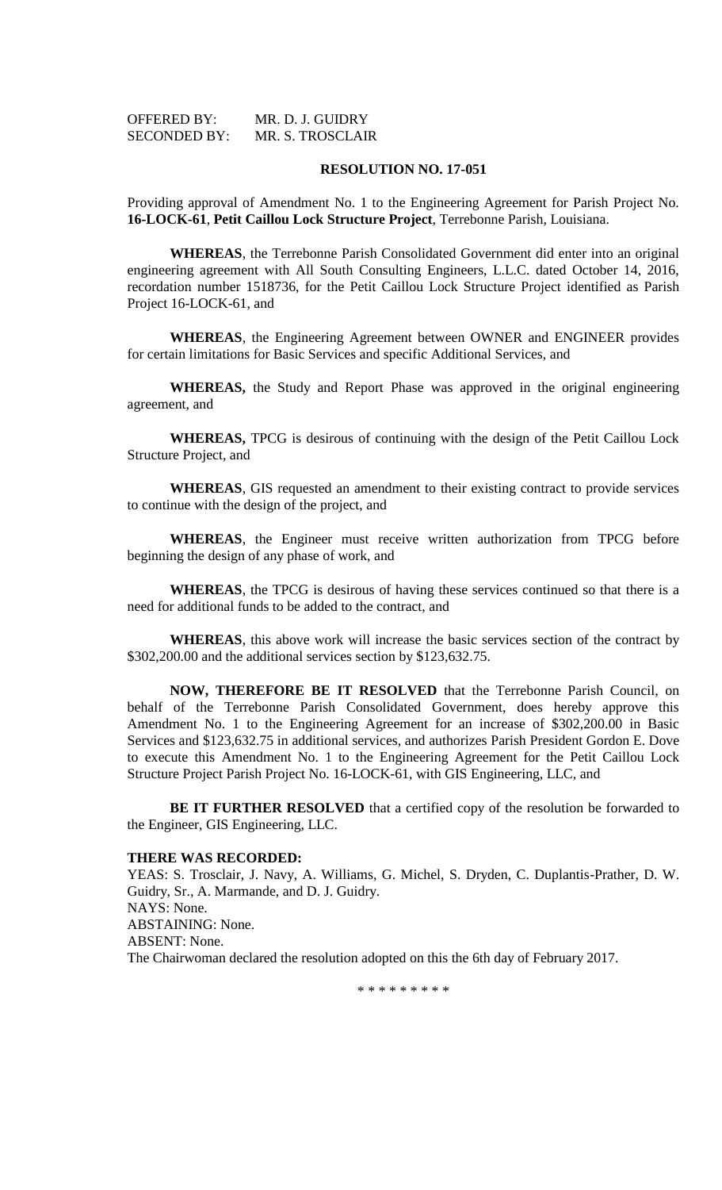OFFERED BY: MR. D. J. GUIDRY
SECONDED BY: MR. S. TROSCLAIR

**RESOLUTION NO. 17-051**

Providing approval of Amendment No. 1 to the Engineering Agreement for Parish Project No. **16-LOCK-61**, **Petit Caillou Lock Structure Project**, Terrebonne Parish, Louisiana.

**WHEREAS**, the Terrebonne Parish Consolidated Government did enter into an original engineering agreement with All South Consulting Engineers, L.L.C. dated October 14, 2016, recordation number 1518736, for the Petit Caillou Lock Structure Project identified as Parish Project 16-LOCK-61, and

**WHEREAS**, the Engineering Agreement between OWNER and ENGINEER provides for certain limitations for Basic Services and specific Additional Services, and

**WHEREAS,** the Study and Report Phase was approved in the original engineering agreement, and

**WHEREAS,** TPCG is desirous of continuing with the design of the Petit Caillou Lock Structure Project, and

**WHEREAS**, GIS requested an amendment to their existing contract to provide services to continue with the design of the project, and

**WHEREAS**, the Engineer must receive written authorization from TPCG before beginning the design of any phase of work, and

**WHEREAS**, the TPCG is desirous of having these services continued so that there is a need for additional funds to be added to the contract, and

**WHEREAS**, this above work will increase the basic services section of the contract by $302,200.00 and the additional services section by $123,632.75.

**NOW, THEREFORE BE IT RESOLVED** that the Terrebonne Parish Council, on behalf of the Terrebonne Parish Consolidated Government, does hereby approve this Amendment No. 1 to the Engineering Agreement for an increase of $302,200.00 in Basic Services and $123,632.75 in additional services, and authorizes Parish President Gordon E. Dove to execute this Amendment No. 1 to the Engineering Agreement for the Petit Caillou Lock Structure Project Parish Project No. 16-LOCK-61, with GIS Engineering, LLC, and

**BE IT FURTHER RESOLVED** that a certified copy of the resolution be forwarded to the Engineer, GIS Engineering, LLC.

**THERE WAS RECORDED:**

YEAS: S. Trosclair, J. Navy, A. Williams, G. Michel, S. Dryden, C. Duplantis-Prather, D. W. Guidry, Sr., A. Marmande, and D. J. Guidry.
NAYS: None.
ABSTAINING: None.
ABSENT: None.
The Chairwoman declared the resolution adopted on this the 6th day of February 2017.

* * * * * * * * *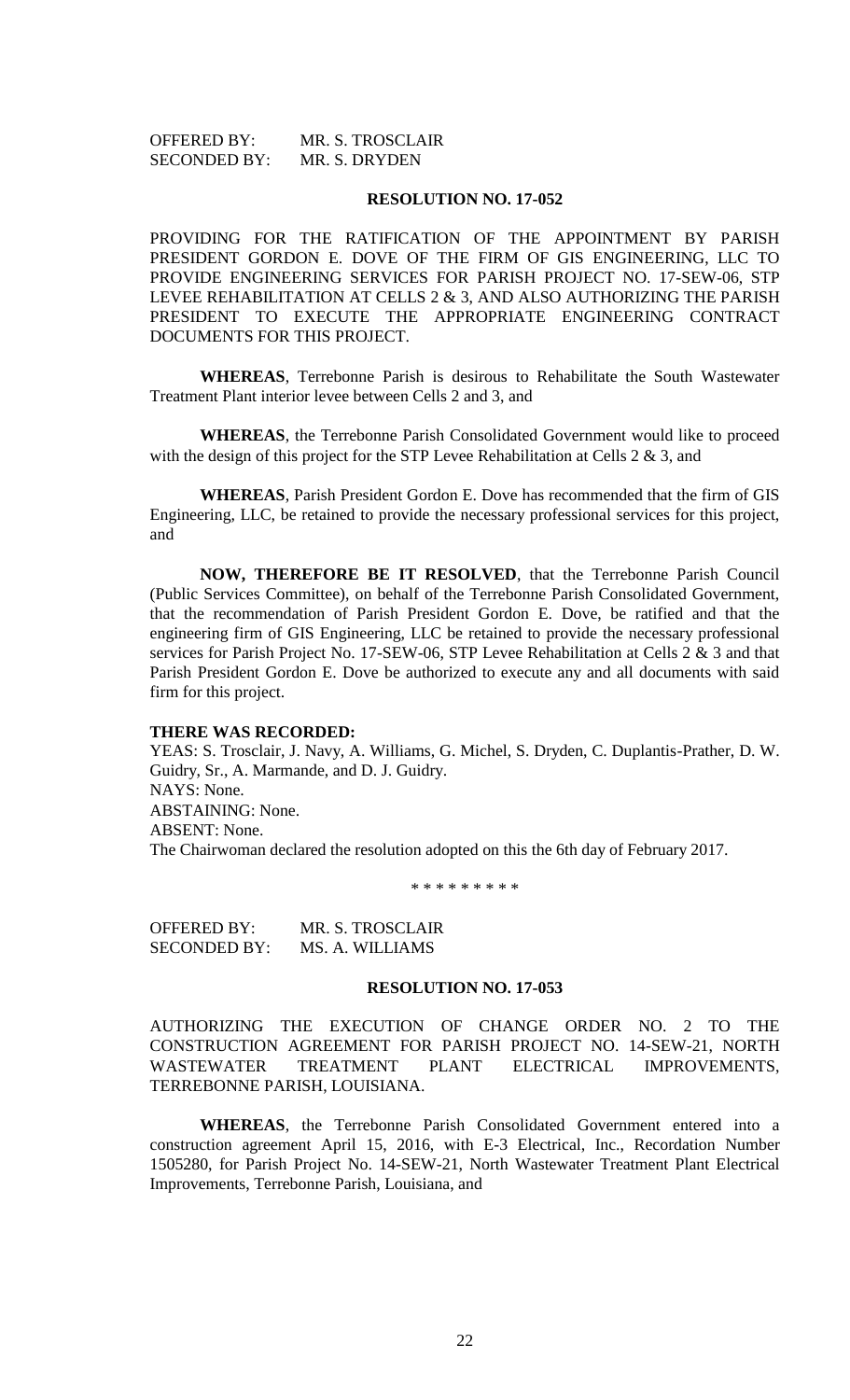OFFERED BY: MR. S. TROSCLAIR
SECONDED BY: MR. S. DRYDEN

**RESOLUTION NO. 17-052**

PROVIDING FOR THE RATIFICATION OF THE APPOINTMENT BY PARISH PRESIDENT GORDON E. DOVE OF THE FIRM OF GIS ENGINEERING, LLC TO PROVIDE ENGINEERING SERVICES FOR PARISH PROJECT NO. 17-SEW-06, STP LEVEE REHABILITATION AT CELLS 2 & 3, AND ALSO AUTHORIZING THE PARISH PRESIDENT TO EXECUTE THE APPROPRIATE ENGINEERING CONTRACT DOCUMENTS FOR THIS PROJECT.

**WHEREAS**, Terrebonne Parish is desirous to Rehabilitate the South Wastewater Treatment Plant interior levee between Cells 2 and 3, and

**WHEREAS**, the Terrebonne Parish Consolidated Government would like to proceed with the design of this project for the STP Levee Rehabilitation at Cells 2 & 3, and

**WHEREAS**, Parish President Gordon E. Dove has recommended that the firm of GIS Engineering, LLC, be retained to provide the necessary professional services for this project, and

**NOW, THEREFORE BE IT RESOLVED**, that the Terrebonne Parish Council (Public Services Committee), on behalf of the Terrebonne Parish Consolidated Government, that the recommendation of Parish President Gordon E. Dove, be ratified and that the engineering firm of GIS Engineering, LLC be retained to provide the necessary professional services for Parish Project No. 17-SEW-06, STP Levee Rehabilitation at Cells 2 & 3 and that Parish President Gordon E. Dove be authorized to execute any and all documents with said firm for this project.

**THERE WAS RECORDED:**
YEAS: S. Trosclair, J. Navy, A. Williams, G. Michel, S. Dryden, C. Duplantis-Prather, D. W. Guidry, Sr., A. Marmande, and D. J. Guidry.
NAYS: None.
ABSTAINING: None.
ABSENT: None.
The Chairwoman declared the resolution adopted on this the 6th day of February 2017.

\* \* \* \* \* \* \* \* \*

OFFERED BY: MR. S. TROSCLAIR
SECONDED BY: MS. A. WILLIAMS

**RESOLUTION NO. 17-053**

AUTHORIZING THE EXECUTION OF CHANGE ORDER NO. 2 TO THE CONSTRUCTION AGREEMENT FOR PARISH PROJECT NO. 14-SEW-21, NORTH WASTEWATER TREATMENT PLANT ELECTRICAL IMPROVEMENTS, TERREBONNE PARISH, LOUISIANA.

**WHEREAS**, the Terrebonne Parish Consolidated Government entered into a construction agreement April 15, 2016, with E-3 Electrical, Inc., Recordation Number 1505280, for Parish Project No. 14-SEW-21, North Wastewater Treatment Plant Electrical Improvements, Terrebonne Parish, Louisiana, and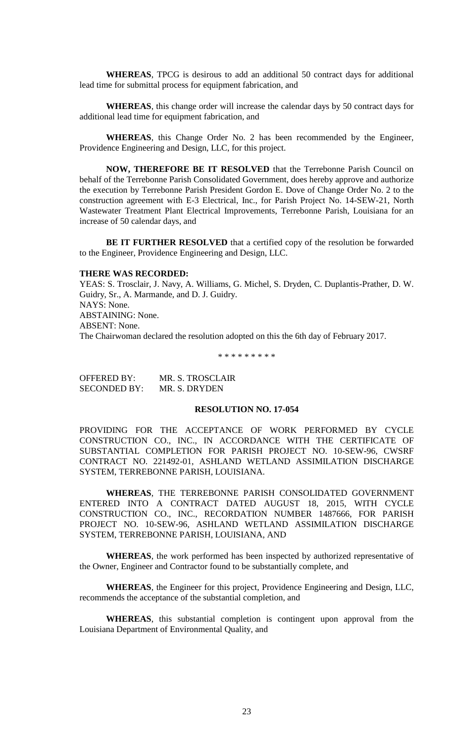**WHEREAS**, TPCG is desirous to add an additional 50 contract days for additional lead time for submittal process for equipment fabrication, and

**WHEREAS**, this change order will increase the calendar days by 50 contract days for additional lead time for equipment fabrication, and

**WHEREAS**, this Change Order No. 2 has been recommended by the Engineer, Providence Engineering and Design, LLC, for this project.

**NOW, THEREFORE BE IT RESOLVED** that the Terrebonne Parish Council on behalf of the Terrebonne Parish Consolidated Government, does hereby approve and authorize the execution by Terrebonne Parish President Gordon E. Dove of Change Order No. 2 to the construction agreement with E-3 Electrical, Inc., for Parish Project No. 14-SEW-21, North Wastewater Treatment Plant Electrical Improvements, Terrebonne Parish, Louisiana for an increase of 50 calendar days, and

**BE IT FURTHER RESOLVED** that a certified copy of the resolution be forwarded to the Engineer, Providence Engineering and Design, LLC.

**THERE WAS RECORDED:**

YEAS: S. Trosclair, J. Navy, A. Williams, G. Michel, S. Dryden, C. Duplantis-Prather, D. W. Guidry, Sr., A. Marmande, and D. J. Guidry.

NAYS: None.

ABSTAINING: None.

ABSENT: None.

The Chairwoman declared the resolution adopted on this the 6th day of February 2017.

\* \* \* \* \* \* \* \* \*

OFFERED BY: MR. S. TROSCLAIR

SECONDED BY: MR. S. DRYDEN

**RESOLUTION NO. 17-054**

PROVIDING FOR THE ACCEPTANCE OF WORK PERFORMED BY CYCLE CONSTRUCTION CO., INC., IN ACCORDANCE WITH THE CERTIFICATE OF SUBSTANTIAL COMPLETION FOR PARISH PROJECT NO. 10-SEW-96, CWSRF CONTRACT NO. 221492-01, ASHLAND WETLAND ASSIMILATION DISCHARGE SYSTEM, TERREBONNE PARISH, LOUISIANA.

**WHEREAS**, THE TERREBONNE PARISH CONSOLIDATED GOVERNMENT ENTERED INTO A CONTRACT DATED AUGUST 18, 2015, WITH CYCLE CONSTRUCTION CO., INC., RECORDATION NUMBER 1487666, FOR PARISH PROJECT NO. 10-SEW-96, ASHLAND WETLAND ASSIMILATION DISCHARGE SYSTEM, TERREBONNE PARISH, LOUISIANA, AND

**WHEREAS**, the work performed has been inspected by authorized representative of the Owner, Engineer and Contractor found to be substantially complete, and

**WHEREAS**, the Engineer for this project, Providence Engineering and Design, LLC, recommends the acceptance of the substantial completion, and

**WHEREAS**, this substantial completion is contingent upon approval from the Louisiana Department of Environmental Quality, and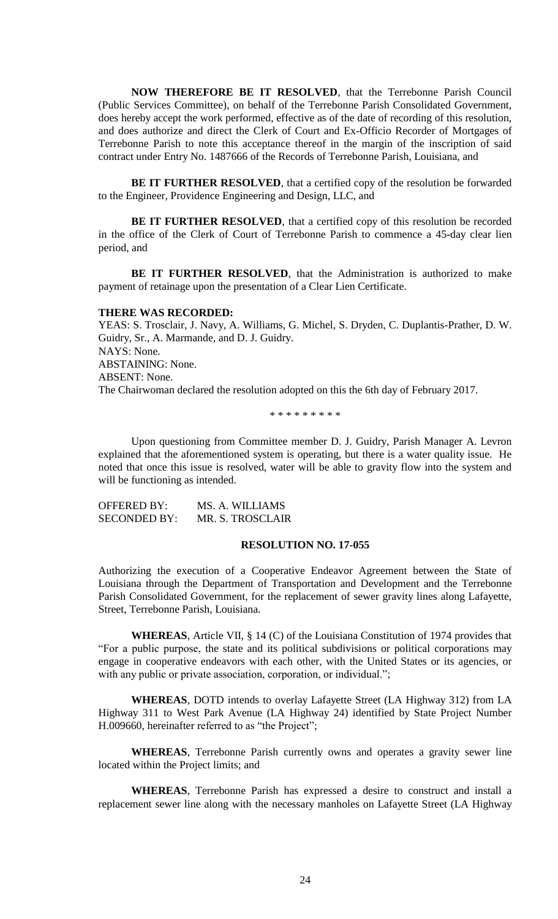**NOW THEREFORE BE IT RESOLVED**, that the Terrebonne Parish Council (Public Services Committee), on behalf of the Terrebonne Parish Consolidated Government, does hereby accept the work performed, effective as of the date of recording of this resolution, and does authorize and direct the Clerk of Court and Ex-Officio Recorder of Mortgages of Terrebonne Parish to note this acceptance thereof in the margin of the inscription of said contract under Entry No. 1487666 of the Records of Terrebonne Parish, Louisiana, and

**BE IT FURTHER RESOLVED**, that a certified copy of the resolution be forwarded to the Engineer, Providence Engineering and Design, LLC, and

**BE IT FURTHER RESOLVED**, that a certified copy of this resolution be recorded in the office of the Clerk of Court of Terrebonne Parish to commence a 45-day clear lien period, and

**BE IT FURTHER RESOLVED**, that the Administration is authorized to make payment of retainage upon the presentation of a Clear Lien Certificate.

**THERE WAS RECORDED:**

YEAS: S. Trosclair, J. Navy, A. Williams, G. Michel, S. Dryden, C. Duplantis-Prather, D. W. Guidry, Sr., A. Marmande, and D. J. Guidry.
NAYS: None.
ABSTAINING: None.
ABSENT: None.
The Chairwoman declared the resolution adopted on this the 6th day of February 2017.

\* \* \* \* \* \* \* \* \*

Upon questioning from Committee member D. J. Guidry, Parish Manager A. Levron explained that the aforementioned system is operating, but there is a water quality issue. He noted that once this issue is resolved, water will be able to gravity flow into the system and will be functioning as intended.

OFFERED BY: MS. A. WILLIAMS
SECONDED BY: MR. S. TROSCLAIR

**RESOLUTION NO. 17-055**

Authorizing the execution of a Cooperative Endeavor Agreement between the State of Louisiana through the Department of Transportation and Development and the Terrebonne Parish Consolidated Government, for the replacement of sewer gravity lines along Lafayette, Street, Terrebonne Parish, Louisiana.

**WHEREAS**, Article VII, § 14 (C) of the Louisiana Constitution of 1974 provides that "For a public purpose, the state and its political subdivisions or political corporations may engage in cooperative endeavors with each other, with the United States or its agencies, or with any public or private association, corporation, or individual.";

**WHEREAS**, DOTD intends to overlay Lafayette Street (LA Highway 312) from LA Highway 311 to West Park Avenue (LA Highway 24) identified by State Project Number H.009660, hereinafter referred to as "the Project";

**WHEREAS**, Terrebonne Parish currently owns and operates a gravity sewer line located within the Project limits; and

**WHEREAS**, Terrebonne Parish has expressed a desire to construct and install a replacement sewer line along with the necessary manholes on Lafayette Street (LA Highway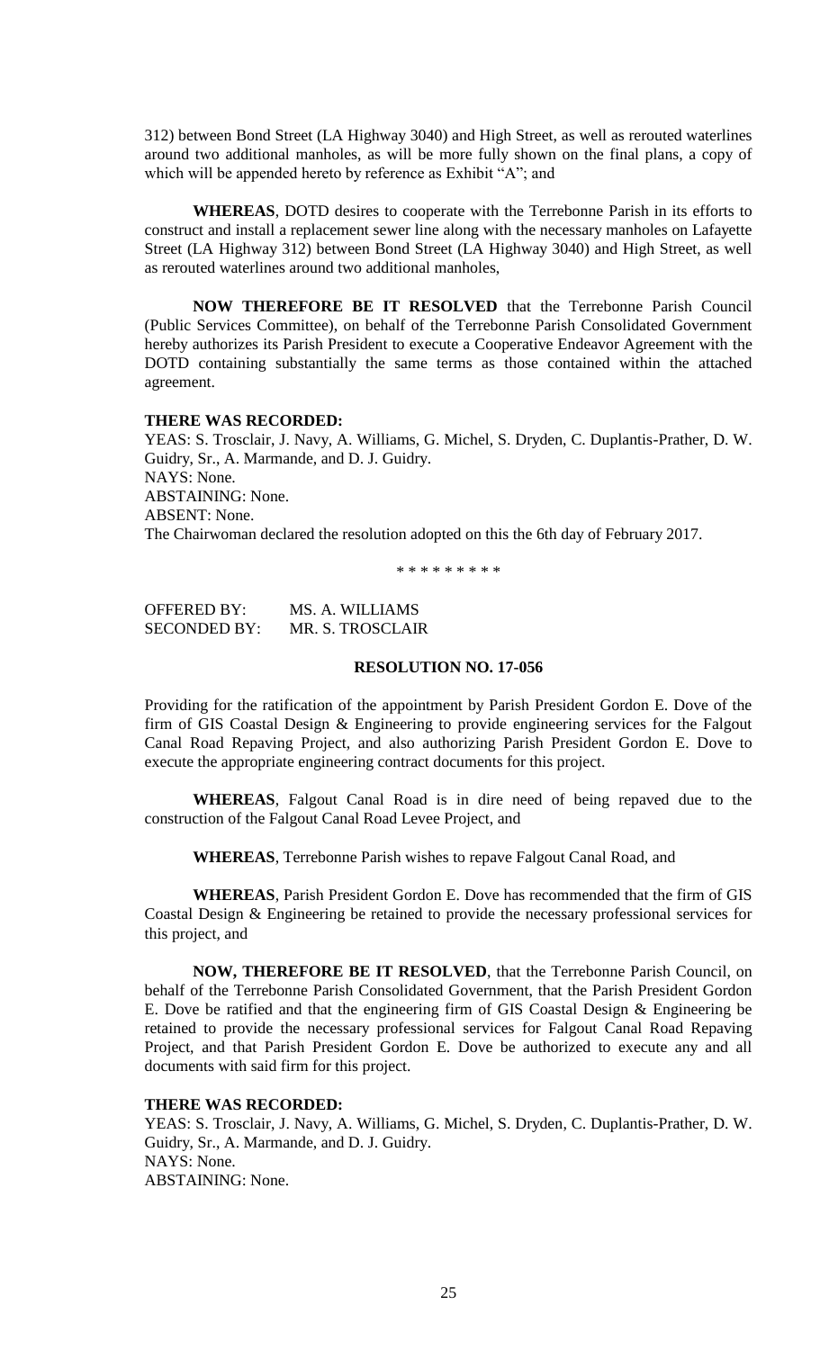312) between Bond Street (LA Highway 3040) and High Street, as well as rerouted waterlines around two additional manholes, as will be more fully shown on the final plans, a copy of which will be appended hereto by reference as Exhibit "A"; and

**WHEREAS**, DOTD desires to cooperate with the Terrebonne Parish in its efforts to construct and install a replacement sewer line along with the necessary manholes on Lafayette Street (LA Highway 312) between Bond Street (LA Highway 3040) and High Street, as well as rerouted waterlines around two additional manholes,

**NOW THEREFORE BE IT RESOLVED** that the Terrebonne Parish Council (Public Services Committee), on behalf of the Terrebonne Parish Consolidated Government hereby authorizes its Parish President to execute a Cooperative Endeavor Agreement with the DOTD containing substantially the same terms as those contained within the attached agreement.

**THERE WAS RECORDED:**

YEAS: S. Trosclair, J. Navy, A. Williams, G. Michel, S. Dryden, C. Duplantis-Prather, D. W. Guidry, Sr., A. Marmande, and D. J. Guidry.

NAYS: None.

ABSTAINING: None.

ABSENT: None.

The Chairwoman declared the resolution adopted on this the 6th day of February 2017.

\* \* \* \* \* \* \* \* \*

OFFERED BY: MS. A. WILLIAMS

SECONDED BY: MR. S. TROSCLAIR

**RESOLUTION NO. 17-056**

Providing for the ratification of the appointment by Parish President Gordon E. Dove of the firm of GIS Coastal Design & Engineering to provide engineering services for the Falgout Canal Road Repaving Project, and also authorizing Parish President Gordon E. Dove to execute the appropriate engineering contract documents for this project.

**WHEREAS**, Falgout Canal Road is in dire need of being repaved due to the construction of the Falgout Canal Road Levee Project, and

**WHEREAS**, Terrebonne Parish wishes to repave Falgout Canal Road, and

**WHEREAS**, Parish President Gordon E. Dove has recommended that the firm of GIS Coastal Design & Engineering be retained to provide the necessary professional services for this project, and

**NOW, THEREFORE BE IT RESOLVED**, that the Terrebonne Parish Council, on behalf of the Terrebonne Parish Consolidated Government, that the Parish President Gordon E. Dove be ratified and that the engineering firm of GIS Coastal Design & Engineering be retained to provide the necessary professional services for Falgout Canal Road Repaving Project, and that Parish President Gordon E. Dove be authorized to execute any and all documents with said firm for this project.

**THERE WAS RECORDED:**

YEAS: S. Trosclair, J. Navy, A. Williams, G. Michel, S. Dryden, C. Duplantis-Prather, D. W. Guidry, Sr., A. Marmande, and D. J. Guidry.

NAYS: None.

ABSTAINING: None.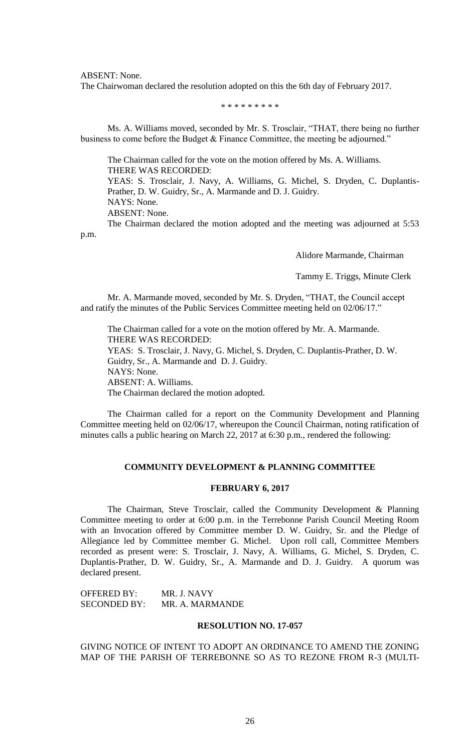ABSENT: None.

The Chairwoman declared the resolution adopted on this the 6th day of February 2017.

\* \* \* \* \* \* \* \* \*

Ms. A. Williams moved, seconded by Mr. S. Trosclair, "THAT, there being no further business to come before the Budget & Finance Committee, the meeting be adjourned."

The Chairman called for the vote on the motion offered by Ms. A. Williams.

THERE WAS RECORDED:

YEAS: S. Trosclair, J. Navy, A. Williams, G. Michel, S. Dryden, C. Duplantis-Prather, D. W. Guidry, Sr., A. Marmande and D. J. Guidry.

NAYS: None.

ABSENT: None.

The Chairman declared the motion adopted and the meeting was adjourned at 5:53 p.m.

Alidore Marmande, Chairman

Tammy E. Triggs, Minute Clerk

Mr. A. Marmande moved, seconded by Mr. S. Dryden, "THAT, the Council accept and ratify the minutes of the Public Services Committee meeting held on 02/06/17."

The Chairman called for a vote on the motion offered by Mr. A. Marmande.

THERE WAS RECORDED:

YEAS: S. Trosclair, J. Navy, G. Michel, S. Dryden, C. Duplantis-Prather, D. W. Guidry, Sr., A. Marmande and D. J. Guidry.

NAYS: None.

ABSENT: A. Williams.

The Chairman declared the motion adopted.

The Chairman called for a report on the Community Development and Planning Committee meeting held on 02/06/17, whereupon the Council Chairman, noting ratification of minutes calls a public hearing on March 22, 2017 at 6:30 p.m., rendered the following:

**COMMUNITY DEVELOPMENT & PLANNING COMMITTEE**

**FEBRUARY 6, 2017**

The Chairman, Steve Trosclair, called the Community Development & Planning Committee meeting to order at 6:00 p.m. in the Terrebonne Parish Council Meeting Room with an Invocation offered by Committee member D. W. Guidry, Sr. and the Pledge of Allegiance led by Committee member G. Michel. Upon roll call, Committee Members recorded as present were: S. Trosclair, J. Navy, A. Williams, G. Michel, S. Dryden, C. Duplantis-Prather, D. W. Guidry, Sr., A. Marmande and D. J. Guidry. A quorum was declared present.

OFFERED BY: MR. J. NAVY
SECONDED BY: MR. A. MARMANDE

**RESOLUTION NO. 17-057**

GIVING NOTICE OF INTENT TO ADOPT AN ORDINANCE TO AMEND THE ZONING MAP OF THE PARISH OF TERREBONNE SO AS TO REZONE FROM R-3 (MULTI-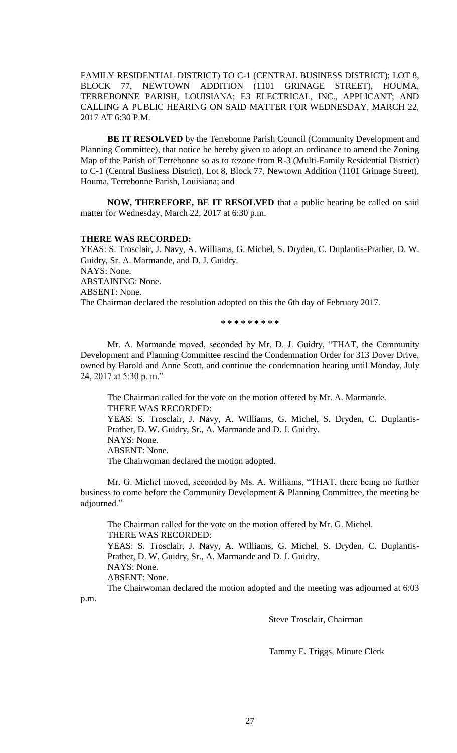FAMILY RESIDENTIAL DISTRICT) TO C-1 (CENTRAL BUSINESS DISTRICT); LOT 8, BLOCK 77, NEWTOWN ADDITION (1101 GRINAGE STREET), HOUMA, TERREBONNE PARISH, LOUISIANA; E3 ELECTRICAL, INC., APPLICANT; AND CALLING A PUBLIC HEARING ON SAID MATTER FOR WEDNESDAY, MARCH 22, 2017 AT 6:30 P.M.

**BE IT RESOLVED** by the Terrebonne Parish Council (Community Development and Planning Committee), that notice be hereby given to adopt an ordinance to amend the Zoning Map of the Parish of Terrebonne so as to rezone from R-3 (Multi-Family Residential District) to C-1 (Central Business District), Lot 8, Block 77, Newtown Addition (1101 Grinage Street), Houma, Terrebonne Parish, Louisiana; and

**NOW, THEREFORE, BE IT RESOLVED** that a public hearing be called on said matter for Wednesday, March 22, 2017 at 6:30 p.m.

**THERE WAS RECORDED:**
YEAS: S. Trosclair, J. Navy, A. Williams, G. Michel, S. Dryden, C. Duplantis-Prather, D. W. Guidry, Sr. A. Marmande, and D. J. Guidry.
NAYS: None.
ABSTAINING: None.
ABSENT: None.
The Chairman declared the resolution adopted on this the 6th day of February 2017.

\* \* \* \* \* \* \* \* \*

Mr. A. Marmande moved, seconded by Mr. D. J. Guidry, "THAT, the Community Development and Planning Committee rescind the Condemnation Order for 313 Dover Drive, owned by Harold and Anne Scott, and continue the condemnation hearing until Monday, July 24, 2017 at 5:30 p. m."

The Chairman called for the vote on the motion offered by Mr. A. Marmande.
THERE WAS RECORDED:
YEAS: S. Trosclair, J. Navy, A. Williams, G. Michel, S. Dryden, C. Duplantis-Prather, D. W. Guidry, Sr., A. Marmande and D. J. Guidry.
NAYS: None.
ABSENT: None.
The Chairwoman declared the motion adopted.

Mr. G. Michel moved, seconded by Ms. A. Williams, "THAT, there being no further business to come before the Community Development & Planning Committee, the meeting be adjourned."

The Chairman called for the vote on the motion offered by Mr. G. Michel.
THERE WAS RECORDED:
YEAS: S. Trosclair, J. Navy, A. Williams, G. Michel, S. Dryden, C. Duplantis-Prather, D. W. Guidry, Sr., A. Marmande and D. J. Guidry.
NAYS: None.
ABSENT: None.
The Chairwoman declared the motion adopted and the meeting was adjourned at 6:03 p.m.

Steve Trosclair, Chairman

Tammy E. Triggs, Minute Clerk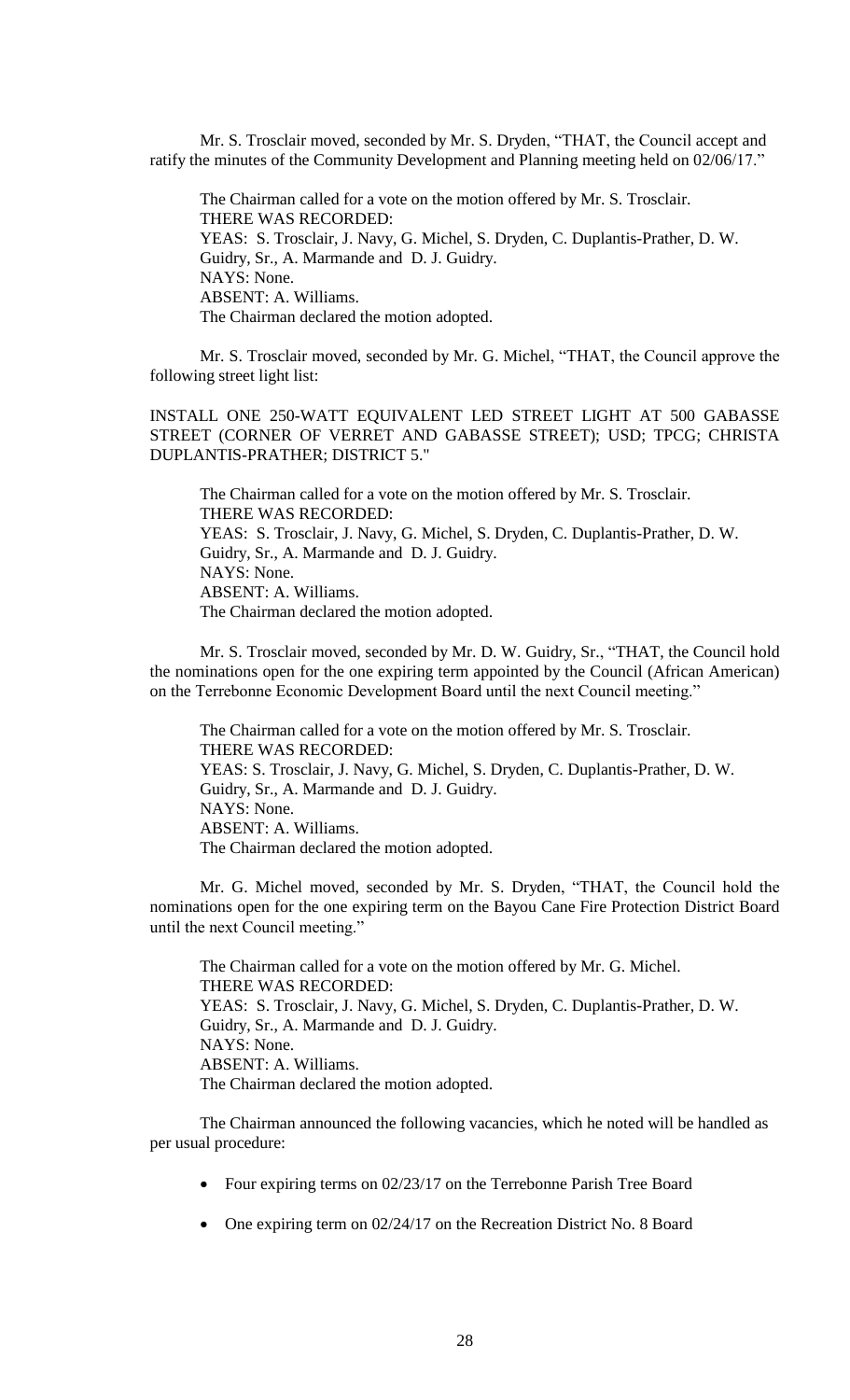Mr. S. Trosclair moved, seconded by Mr. S. Dryden, "THAT, the Council accept and ratify the minutes of the Community Development and Planning meeting held on 02/06/17."

The Chairman called for a vote on the motion offered by Mr. S. Trosclair.
THERE WAS RECORDED:
YEAS: S. Trosclair, J. Navy, G. Michel, S. Dryden, C. Duplantis-Prather, D. W. Guidry, Sr., A. Marmande and D. J. Guidry.
NAYS: None.
ABSENT: A. Williams.
The Chairman declared the motion adopted.

Mr. S. Trosclair moved, seconded by Mr. G. Michel, "THAT, the Council approve the following street light list:

INSTALL ONE 250-WATT EQUIVALENT LED STREET LIGHT AT 500 GABASSE STREET (CORNER OF VERRET AND GABASSE STREET); USD; TPCG; CHRISTA DUPLANTIS-PRATHER; DISTRICT 5."

The Chairman called for a vote on the motion offered by Mr. S. Trosclair.
THERE WAS RECORDED:
YEAS: S. Trosclair, J. Navy, G. Michel, S. Dryden, C. Duplantis-Prather, D. W. Guidry, Sr., A. Marmande and D. J. Guidry.
NAYS: None.
ABSENT: A. Williams.
The Chairman declared the motion adopted.

Mr. S. Trosclair moved, seconded by Mr. D. W. Guidry, Sr., "THAT, the Council hold the nominations open for the one expiring term appointed by the Council (African American) on the Terrebonne Economic Development Board until the next Council meeting."

The Chairman called for a vote on the motion offered by Mr. S. Trosclair.
THERE WAS RECORDED:
YEAS: S. Trosclair, J. Navy, G. Michel, S. Dryden, C. Duplantis-Prather, D. W. Guidry, Sr., A. Marmande and D. J. Guidry.
NAYS: None.
ABSENT: A. Williams.
The Chairman declared the motion adopted.

Mr. G. Michel moved, seconded by Mr. S. Dryden, "THAT, the Council hold the nominations open for the one expiring term on the Bayou Cane Fire Protection District Board until the next Council meeting."

The Chairman called for a vote on the motion offered by Mr. G. Michel.
THERE WAS RECORDED:
YEAS: S. Trosclair, J. Navy, G. Michel, S. Dryden, C. Duplantis-Prather, D. W. Guidry, Sr., A. Marmande and D. J. Guidry.
NAYS: None.
ABSENT: A. Williams.
The Chairman declared the motion adopted.

The Chairman announced the following vacancies, which he noted will be handled as per usual procedure:

- Four expiring terms on 02/23/17 on the Terrebonne Parish Tree Board
- One expiring term on 02/24/17 on the Recreation District No. 8 Board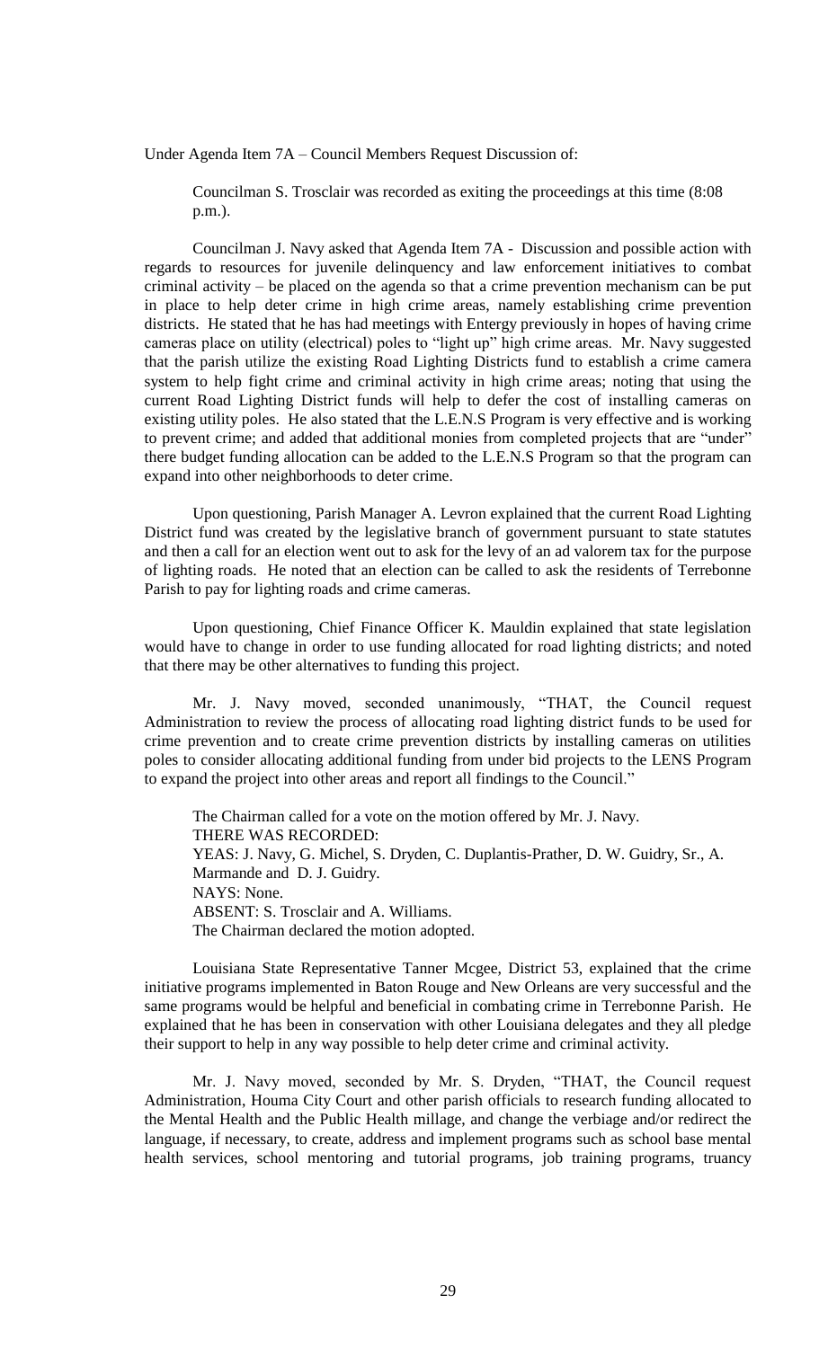Under Agenda Item 7A – Council Members Request Discussion of:

Councilman S. Trosclair was recorded as exiting the proceedings at this time (8:08 p.m.).

Councilman J. Navy asked that Agenda Item 7A - Discussion and possible action with regards to resources for juvenile delinquency and law enforcement initiatives to combat criminal activity – be placed on the agenda so that a crime prevention mechanism can be put in place to help deter crime in high crime areas, namely establishing crime prevention districts. He stated that he has had meetings with Entergy previously in hopes of having crime cameras place on utility (electrical) poles to "light up" high crime areas. Mr. Navy suggested that the parish utilize the existing Road Lighting Districts fund to establish a crime camera system to help fight crime and criminal activity in high crime areas; noting that using the current Road Lighting District funds will help to defer the cost of installing cameras on existing utility poles. He also stated that the L.E.N.S Program is very effective and is working to prevent crime; and added that additional monies from completed projects that are "under" there budget funding allocation can be added to the L.E.N.S Program so that the program can expand into other neighborhoods to deter crime.

Upon questioning, Parish Manager A. Levron explained that the current Road Lighting District fund was created by the legislative branch of government pursuant to state statutes and then a call for an election went out to ask for the levy of an ad valorem tax for the purpose of lighting roads. He noted that an election can be called to ask the residents of Terrebonne Parish to pay for lighting roads and crime cameras.

Upon questioning, Chief Finance Officer K. Mauldin explained that state legislation would have to change in order to use funding allocated for road lighting districts; and noted that there may be other alternatives to funding this project.

Mr. J. Navy moved, seconded unanimously, "THAT, the Council request Administration to review the process of allocating road lighting district funds to be used for crime prevention and to create crime prevention districts by installing cameras on utilities poles to consider allocating additional funding from under bid projects to the LENS Program to expand the project into other areas and report all findings to the Council."

The Chairman called for a vote on the motion offered by Mr. J. Navy.
THERE WAS RECORDED:
YEAS: J. Navy, G. Michel, S. Dryden, C. Duplantis-Prather, D. W. Guidry, Sr., A. Marmande and D. J. Guidry.
NAYS: None.
ABSENT: S. Trosclair and A. Williams.
The Chairman declared the motion adopted.

Louisiana State Representative Tanner Mcgee, District 53, explained that the crime initiative programs implemented in Baton Rouge and New Orleans are very successful and the same programs would be helpful and beneficial in combating crime in Terrebonne Parish. He explained that he has been in conservation with other Louisiana delegates and they all pledge their support to help in any way possible to help deter crime and criminal activity.

Mr. J. Navy moved, seconded by Mr. S. Dryden, "THAT, the Council request Administration, Houma City Court and other parish officials to research funding allocated to the Mental Health and the Public Health millage, and change the verbiage and/or redirect the language, if necessary, to create, address and implement programs such as school base mental health services, school mentoring and tutorial programs, job training programs, truancy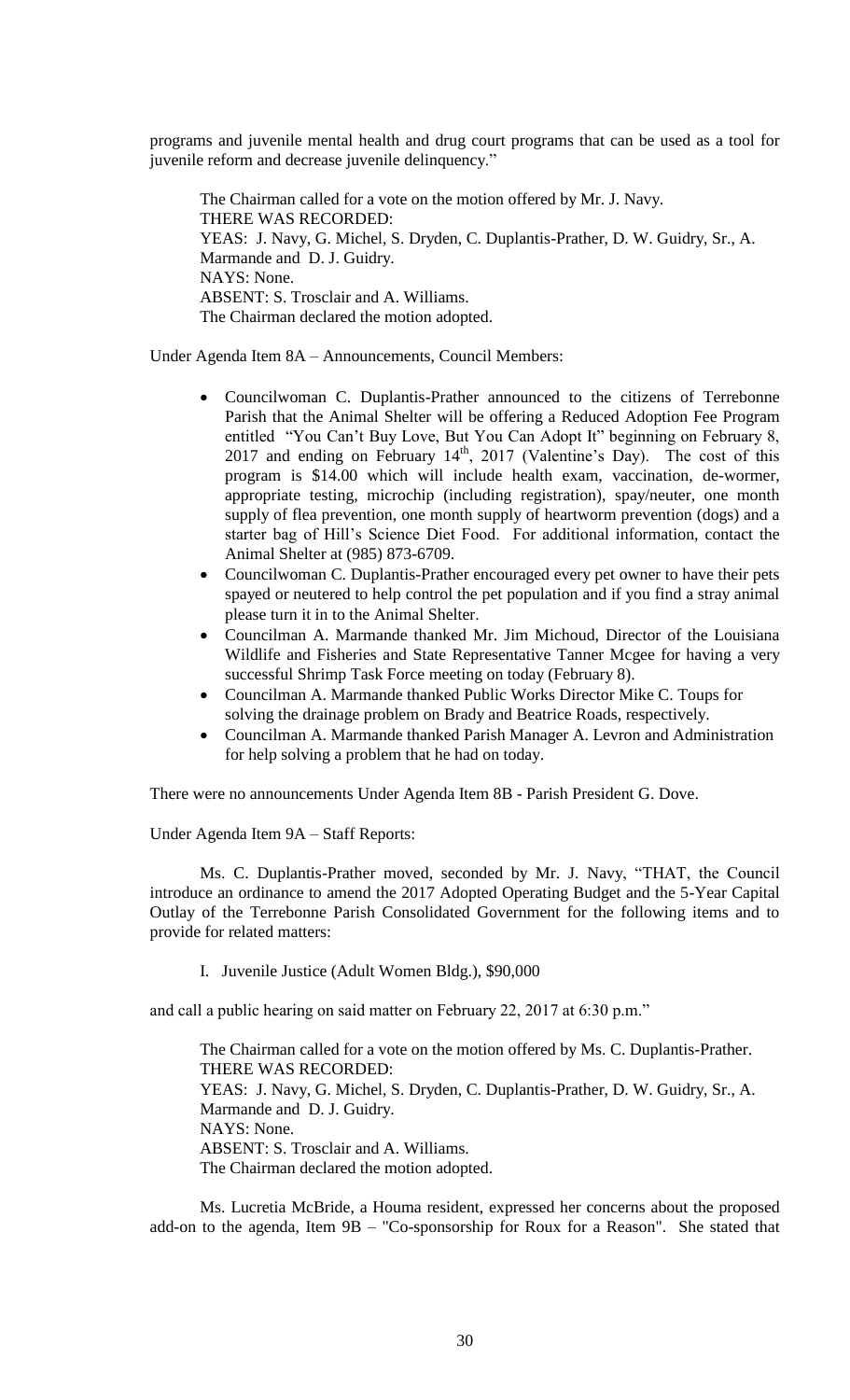programs and juvenile mental health and drug court programs that can be used as a tool for juvenile reform and decrease juvenile delinquency."

The Chairman called for a vote on the motion offered by Mr. J. Navy.
THERE WAS RECORDED:
YEAS: J. Navy, G. Michel, S. Dryden, C. Duplantis-Prather, D. W. Guidry, Sr., A. Marmande and D. J. Guidry.
NAYS: None.
ABSENT: S. Trosclair and A. Williams.
The Chairman declared the motion adopted.

Under Agenda Item 8A – Announcements, Council Members:

- Councilwoman C. Duplantis-Prather announced to the citizens of Terrebonne Parish that the Animal Shelter will be offering a Reduced Adoption Fee Program entitled "You Can't Buy Love, But You Can Adopt It" beginning on February 8, 2017 and ending on February 14th, 2017 (Valentine's Day). The cost of this program is $14.00 which will include health exam, vaccination, de-wormer, appropriate testing, microchip (including registration), spay/neuter, one month supply of flea prevention, one month supply of heartworm prevention (dogs) and a starter bag of Hill's Science Diet Food. For additional information, contact the Animal Shelter at (985) 873-6709.
- Councilwoman C. Duplantis-Prather encouraged every pet owner to have their pets spayed or neutered to help control the pet population and if you find a stray animal please turn it in to the Animal Shelter.
- Councilman A. Marmande thanked Mr. Jim Michoud, Director of the Louisiana Wildlife and Fisheries and State Representative Tanner Mcgee for having a very successful Shrimp Task Force meeting on today (February 8).
- Councilman A. Marmande thanked Public Works Director Mike C. Toups for solving the drainage problem on Brady and Beatrice Roads, respectively.
- Councilman A. Marmande thanked Parish Manager A. Levron and Administration for help solving a problem that he had on today.

There were no announcements Under Agenda Item 8B - Parish President G. Dove.

Under Agenda Item 9A – Staff Reports:

Ms. C. Duplantis-Prather moved, seconded by Mr. J. Navy, "THAT, the Council introduce an ordinance to amend the 2017 Adopted Operating Budget and the 5-Year Capital Outlay of the Terrebonne Parish Consolidated Government for the following items and to provide for related matters:

I. Juvenile Justice (Adult Women Bldg.), $90,000

and call a public hearing on said matter on February 22, 2017 at 6:30 p.m."

The Chairman called for a vote on the motion offered by Ms. C. Duplantis-Prather.
THERE WAS RECORDED:
YEAS: J. Navy, G. Michel, S. Dryden, C. Duplantis-Prather, D. W. Guidry, Sr., A. Marmande and D. J. Guidry.
NAYS: None.
ABSENT: S. Trosclair and A. Williams.
The Chairman declared the motion adopted.

Ms. Lucretia McBride, a Houma resident, expressed her concerns about the proposed add-on to the agenda, Item 9B – "Co-sponsorship for Roux for a Reason". She stated that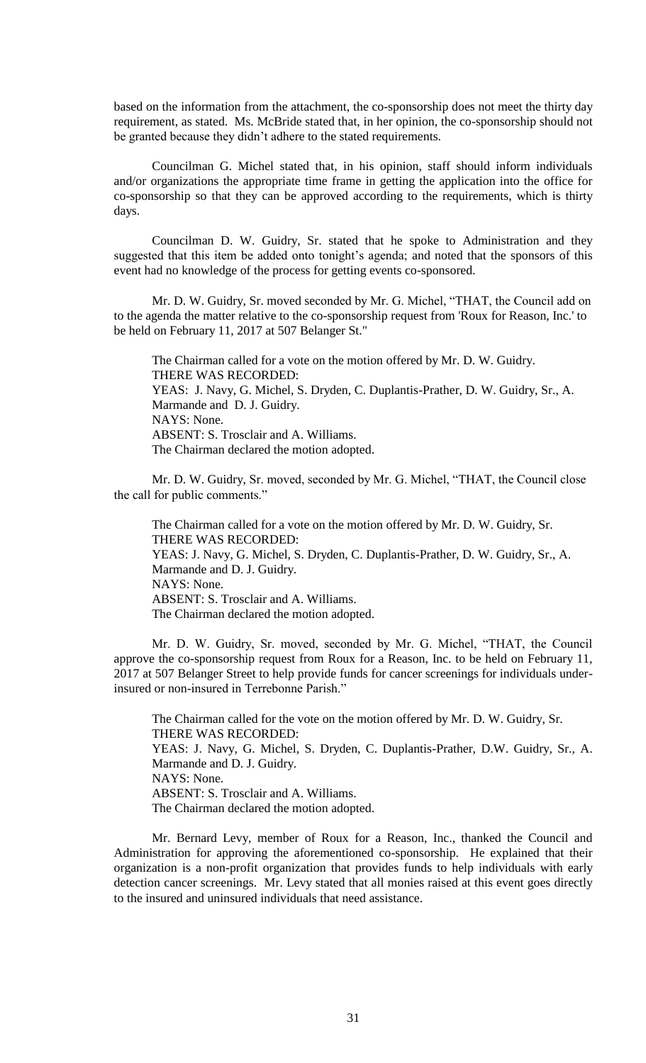based on the information from the attachment, the co-sponsorship does not meet the thirty day requirement, as stated. Ms. McBride stated that, in her opinion, the co-sponsorship should not be granted because they didn't adhere to the stated requirements.

Councilman G. Michel stated that, in his opinion, staff should inform individuals and/or organizations the appropriate time frame in getting the application into the office for co-sponsorship so that they can be approved according to the requirements, which is thirty days.

Councilman D. W. Guidry, Sr. stated that he spoke to Administration and they suggested that this item be added onto tonight's agenda; and noted that the sponsors of this event had no knowledge of the process for getting events co-sponsored.

Mr. D. W. Guidry, Sr. moved seconded by Mr. G. Michel, "THAT, the Council add on to the agenda the matter relative to the co-sponsorship request from 'Roux for Reason, Inc.' to be held on February 11, 2017 at 507 Belanger St."

The Chairman called for a vote on the motion offered by Mr. D. W. Guidry.
THERE WAS RECORDED:
YEAS: J. Navy, G. Michel, S. Dryden, C. Duplantis-Prather, D. W. Guidry, Sr., A. Marmande and D. J. Guidry.
NAYS: None.
ABSENT: S. Trosclair and A. Williams.
The Chairman declared the motion adopted.

Mr. D. W. Guidry, Sr. moved, seconded by Mr. G. Michel, "THAT, the Council close the call for public comments."

The Chairman called for a vote on the motion offered by Mr. D. W. Guidry, Sr.
THERE WAS RECORDED:
YEAS: J. Navy, G. Michel, S. Dryden, C. Duplantis-Prather, D. W. Guidry, Sr., A. Marmande and D. J. Guidry.
NAYS: None.
ABSENT: S. Trosclair and A. Williams.
The Chairman declared the motion adopted.

Mr. D. W. Guidry, Sr. moved, seconded by Mr. G. Michel, "THAT, the Council approve the co-sponsorship request from Roux for a Reason, Inc. to be held on February 11, 2017 at 507 Belanger Street to help provide funds for cancer screenings for individuals under-insured or non-insured in Terrebonne Parish."

The Chairman called for the vote on the motion offered by Mr. D. W. Guidry, Sr.
THERE WAS RECORDED:
YEAS: J. Navy, G. Michel, S. Dryden, C. Duplantis-Prather, D.W. Guidry, Sr., A. Marmande and D. J. Guidry.
NAYS: None.
ABSENT: S. Trosclair and A. Williams.
The Chairman declared the motion adopted.

Mr. Bernard Levy, member of Roux for a Reason, Inc., thanked the Council and Administration for approving the aforementioned co-sponsorship. He explained that their organization is a non-profit organization that provides funds to help individuals with early detection cancer screenings. Mr. Levy stated that all monies raised at this event goes directly to the insured and uninsured individuals that need assistance.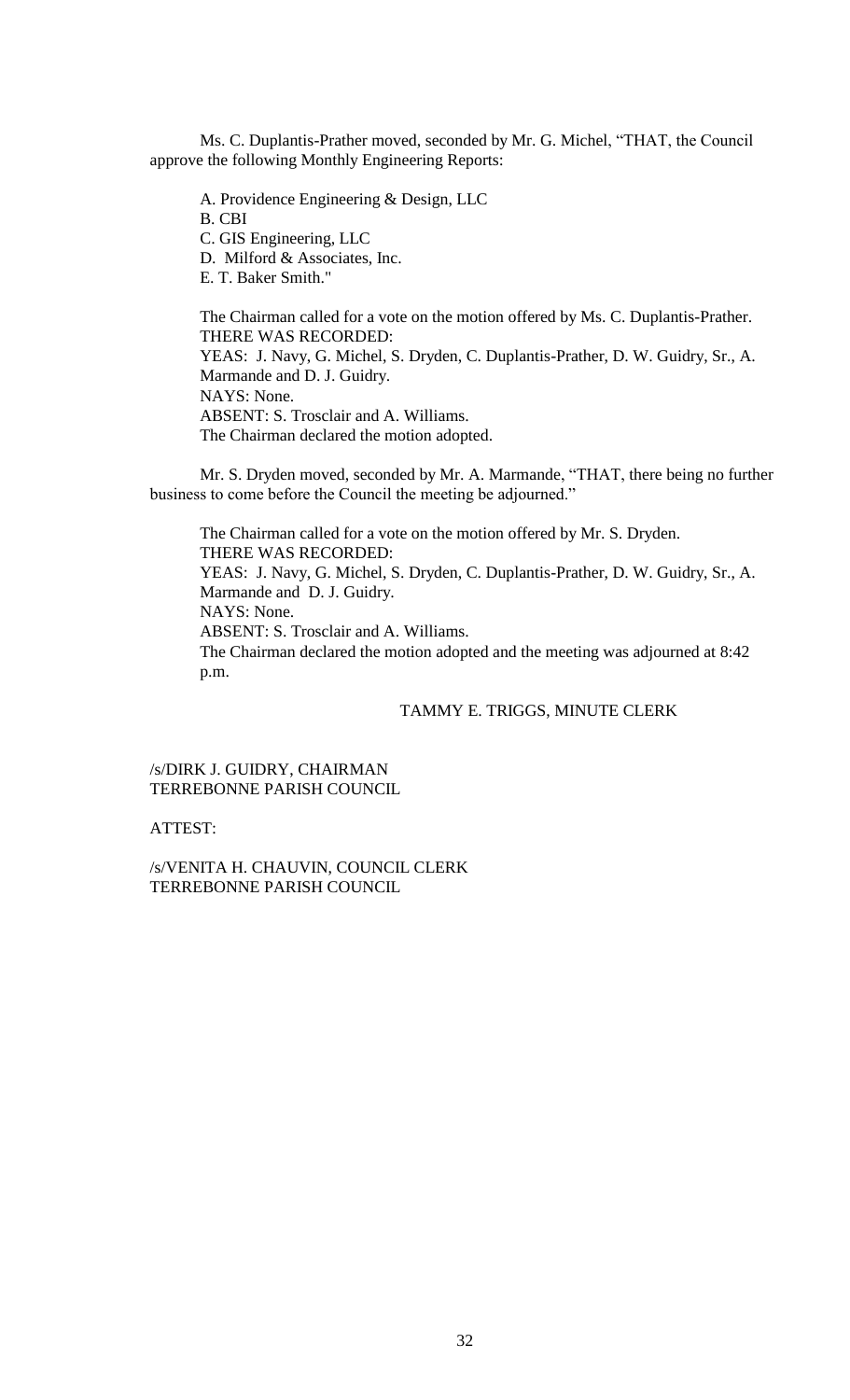Ms. C. Duplantis-Prather moved, seconded by Mr. G. Michel, "THAT, the Council approve the following Monthly Engineering Reports:

A. Providence Engineering & Design, LLC
B. CBI
C. GIS Engineering, LLC
D. Milford & Associates, Inc.
E. T. Baker Smith."

The Chairman called for a vote on the motion offered by Ms. C. Duplantis-Prather.
THERE WAS RECORDED:
YEAS: J. Navy, G. Michel, S. Dryden, C. Duplantis-Prather, D. W. Guidry, Sr., A. Marmande and D. J. Guidry.
NAYS: None.
ABSENT: S. Trosclair and A. Williams.
The Chairman declared the motion adopted.

Mr. S. Dryden moved, seconded by Mr. A. Marmande, "THAT, there being no further business to come before the Council the meeting be adjourned."

The Chairman called for a vote on the motion offered by Mr. S. Dryden.
THERE WAS RECORDED:
YEAS: J. Navy, G. Michel, S. Dryden, C. Duplantis-Prather, D. W. Guidry, Sr., A. Marmande and D. J. Guidry.
NAYS: None.
ABSENT: S. Trosclair and A. Williams.
The Chairman declared the motion adopted and the meeting was adjourned at 8:42 p.m.

TAMMY E. TRIGGS, MINUTE CLERK

/s/DIRK J. GUIDRY, CHAIRMAN
TERREBONNE PARISH COUNCIL

ATTEST:

/s/VENITA H. CHAUVIN, COUNCIL CLERK
TERREBONNE PARISH COUNCIL